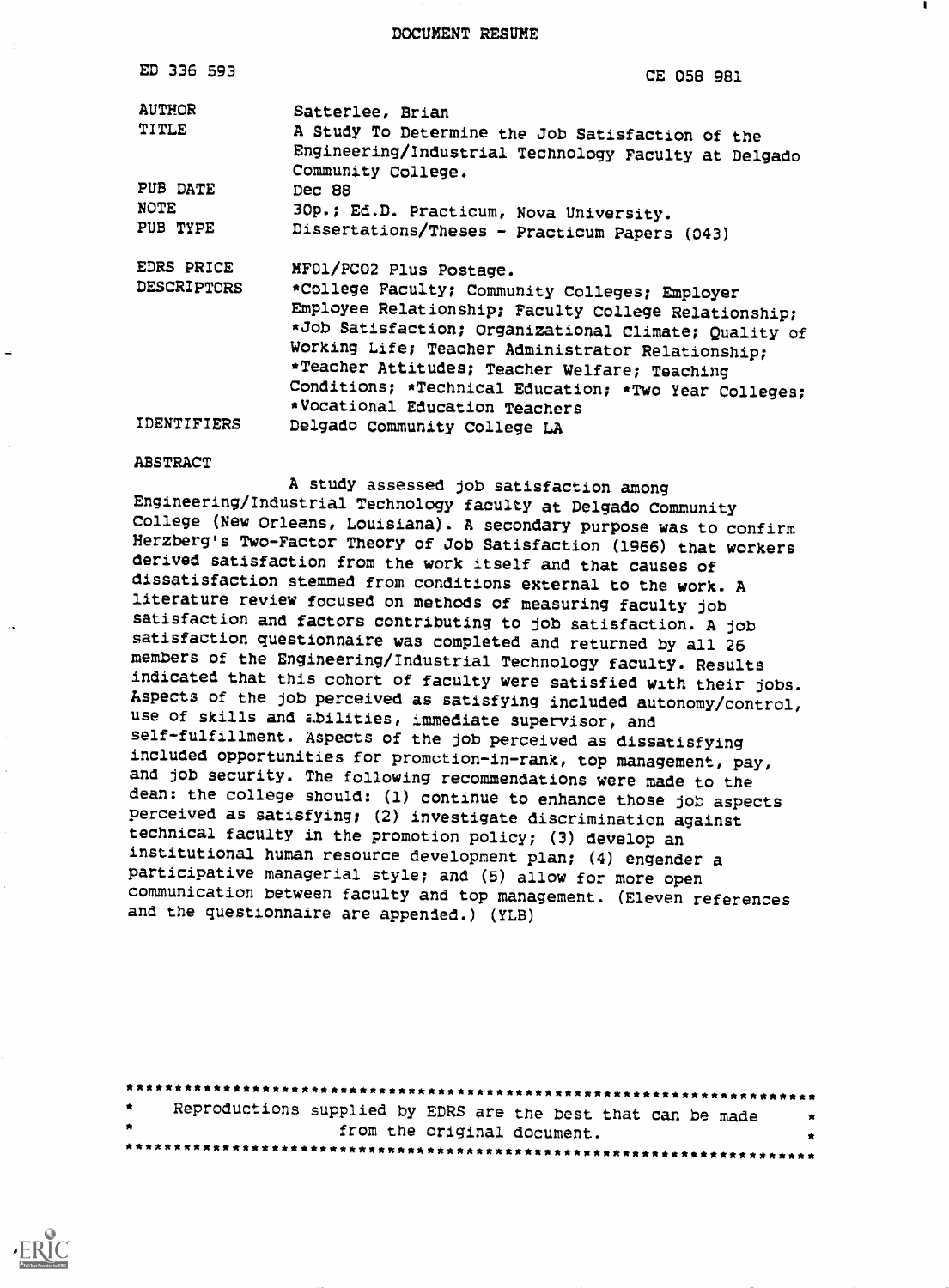# DOCUMENT RESUME

| | |
|---|---|
| ED 336 593 | CE 058 981 |
| AUTHOR | Satterlee, Brian |
| TITLE | A Study To Determine the Job Satisfaction of the Engineering/Industrial Technology Faculty at Delgado Community College. |
| PUB DATE | Dec 88 |
| NOTE | 30p.; Ed.D. Practicum, Nova University. |
| PUB TYPE | Dissertations/Theses - Practicum Papers (043) |
| EDRS PRICE | MF01/PC02 Plus Postage. |
| DESCRIPTORS | *College Faculty; Community Colleges; Employer Employee Relationship; Faculty College Relationship; *Job Satisfaction; Organizational Climate; Quality of Working Life; Teacher Administrator Relationship; *Teacher Attitudes; Teacher Welfare; Teaching Conditions; *Technical Education; *Two Year Colleges; *Vocational Education Teachers |
| IDENTIFIERS | Delgado Community College LA |

## ABSTRACT

A study assessed job satisfaction among Engineering/Industrial Technology faculty at Delgado Community College (New Orleans, Louisiana). A secondary purpose was to confirm Herzberg's Two-Factor Theory of Job Satisfaction (1966) that workers derived satisfaction from the work itself and that causes of dissatisfaction stemmed from conditions external to the work. A literature review focused on methods of measuring faculty job satisfaction and factors contributing to job satisfaction. A job satisfaction questionnaire was completed and returned by all 26 members of the Engineering/Industrial Technology faculty. Results indicated that this cohort of faculty were satisfied with their jobs. Aspects of the job perceived as satisfying included autonomy/control, use of skills and abilities, immediate supervisor, and self-fulfillment. Aspects of the job perceived as dissatisfying included opportunities for promotion-in-rank, top management, pay, and job security. The following recommendations were made to the dean: the college should: (1) continue to enhance those job aspects perceived as satisfying; (2) investigate discrimination against technical faculty in the promotion policy; (3) develop an institutional human resource development plan; (4) engender a participative managerial style; and (5) allow for more open communication between faculty and top management. (Eleven references and the questionnaire are appended.) (YLB)

***

* Reproductions supplied by EDRS are the best that can be made from the original document. *

***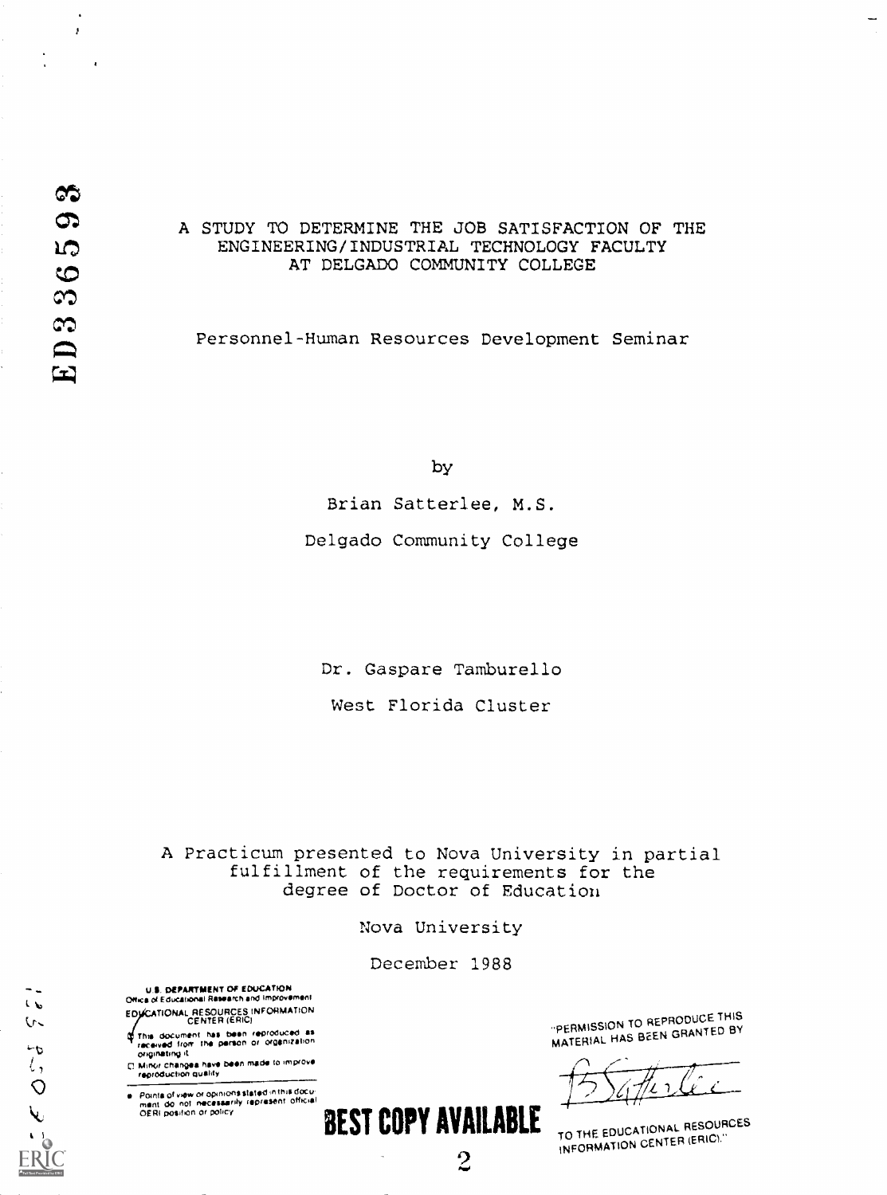ED336593

# A STUDY TO DETERMINE THE JOB SATISFACTION OF THE ENGINEERING/INDUSTRIAL TECHNOLOGY FACULTY AT DELGADO COMMUNITY COLLEGE

Personnel-Human Resources Development Seminar

by

Brian Satterlee, M.S.

Delgado Community College

Dr. Gaspare Tamburello

West Florida Cluster

A Practicum presented to Nova University in partial fulfillment of the requirements for the degree of Doctor of Education

Nova University

December 1988

U.S. DEPARTMENT OF EDUCATION
Office of Educational Research and Improvement
EDUCATIONAL RESOURCES INFORMATION CENTER (ERIC)

- This document has been reproduced as received from the person or organization originating it.
- Minor changes have been made to improve reproduction quality.
- Points of view or opinions stated in this document do not necessarily represent official OERI position or policy.

"PERMISSION TO REPRODUCE THIS MATERIAL HAS BEEN GRANTED BY

B. Satterlee

TO THE EDUCATIONAL RESOURCES INFORMATION CENTER (ERIC)."

BEST COPY AVAILABLE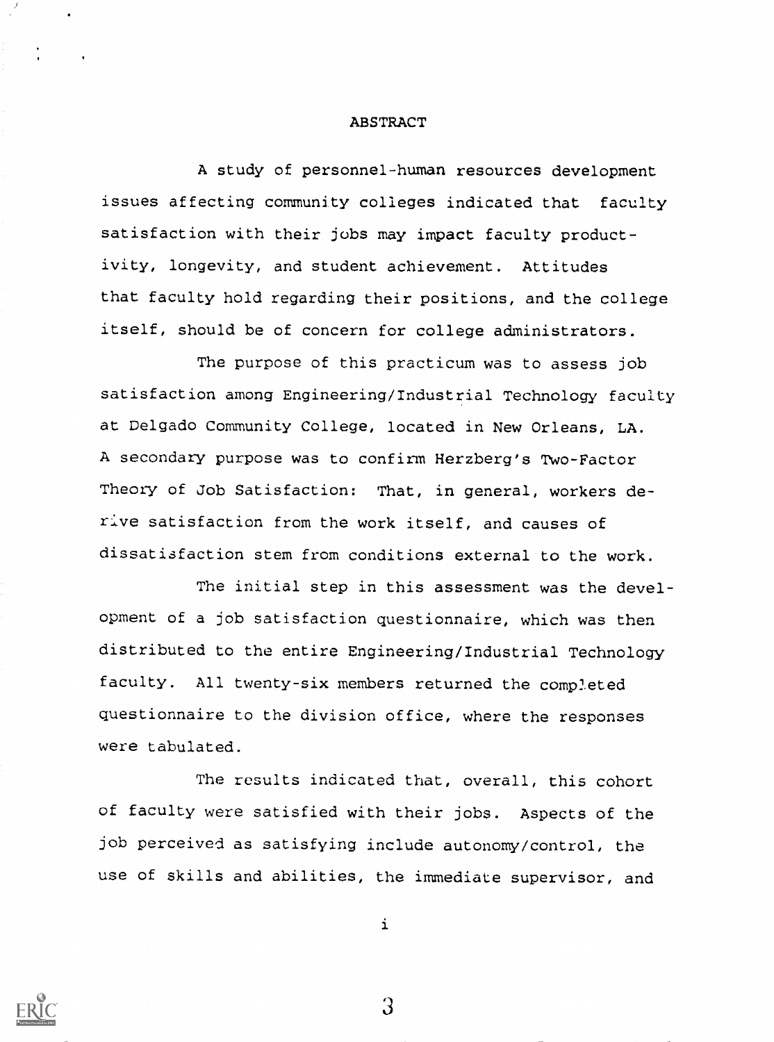# ABSTRACT

A study of personnel-human resources development issues affecting community colleges indicated that faculty satisfaction with their jobs may impact faculty productivity, longevity, and student achievement. Attitudes that faculty hold regarding their positions, and the college itself, should be of concern for college administrators.

The purpose of this practicum was to assess job satisfaction among Engineering/Industrial Technology faculty at Delgado Community College, located in New Orleans, LA. A secondary purpose was to confirm Herzberg's Two-Factor Theory of Job Satisfaction: That, in general, workers derive satisfaction from the work itself, and causes of dissatisfaction stem from conditions external to the work.

The initial step in this assessment was the development of a job satisfaction questionnaire, which was then distributed to the entire Engineering/Industrial Technology faculty. All twenty-six members returned the completed questionnaire to the division office, where the responses were tabulated.

The results indicated that, overall, this cohort of faculty were satisfied with their jobs. Aspects of the job perceived as satisfying include autonomy/control, the use of skills and abilities, the immediate supervisor, and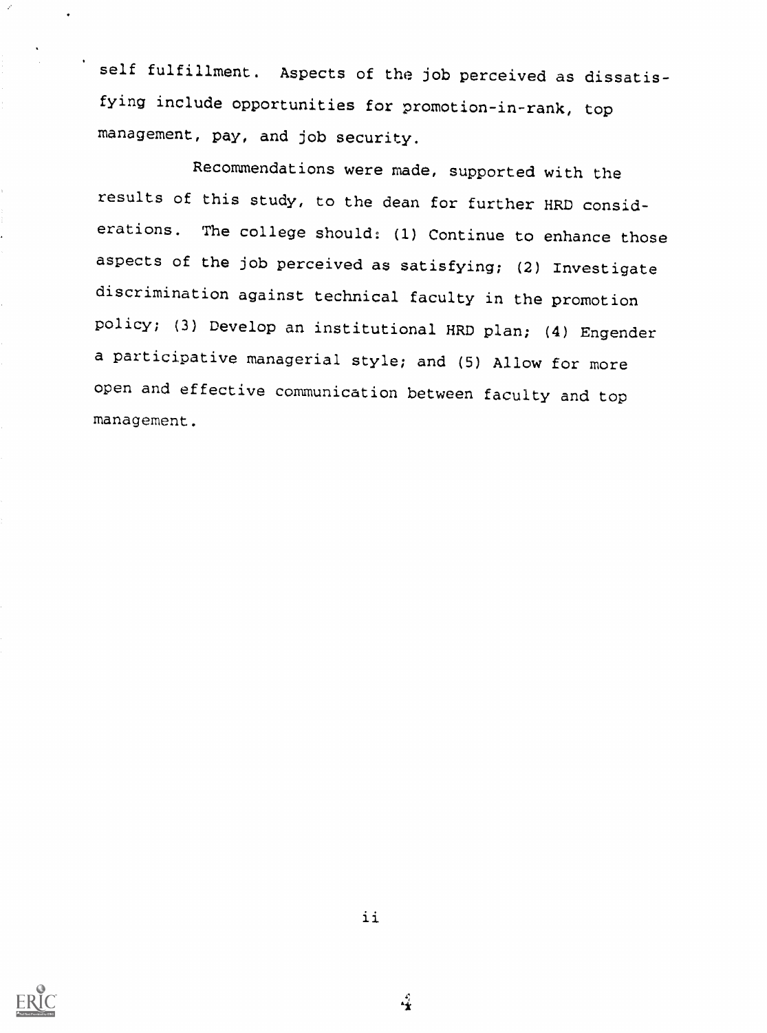self fulfillment. Aspects of the job perceived as dissatisfying include opportunities for promotion-in-rank, top management, pay, and job security.

Recommendations were made, supported with the results of this study, to the dean for further HRD considerations. The college should: (1) Continue to enhance those aspects of the job perceived as satisfying; (2) Investigate discrimination against technical faculty in the promotion policy; (3) Develop an institutional HRD plan; (4) Engender a participative managerial style; and (5) Allow for more open and effective communication between faculty and top management.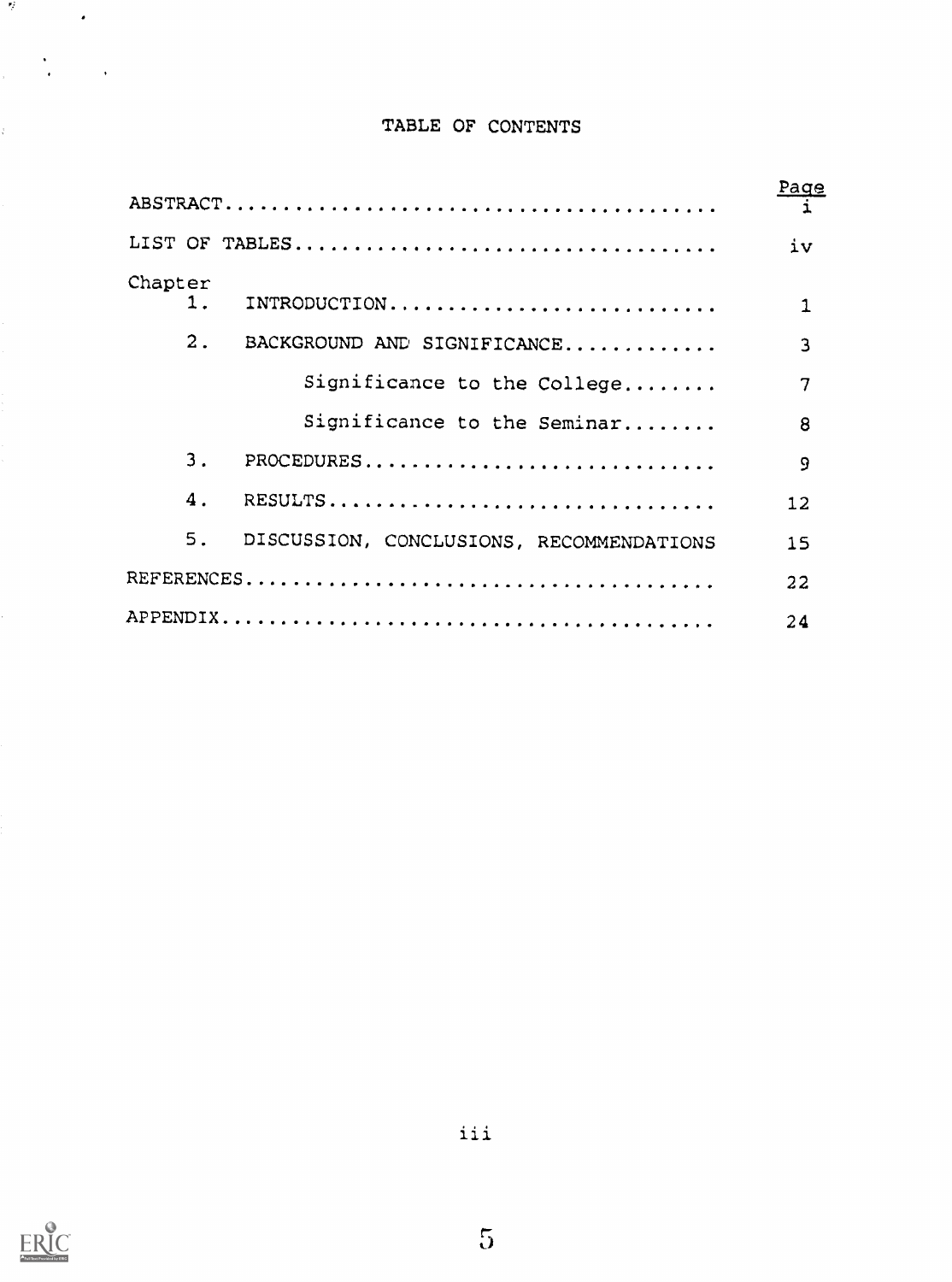# TABLE OF CONTENTS

| | Page |
|---|---|
| ABSTRACT | i |
| LIST OF TABLES | iv |
| Chapter | |
| 1. INTRODUCTION | 1 |
| 2. BACKGROUND AND SIGNIFICANCE | 3 |
| Significance to the College | 7 |
| Significance to the Seminar | 8 |
| 3. PROCEDURES | 9 |
| 4. RESULTS | 12 |
| 5. DISCUSSION, CONCLUSIONS, RECOMMENDATIONS | 15 |
| REFERENCES | 22 |
| APPENDIX | 24 |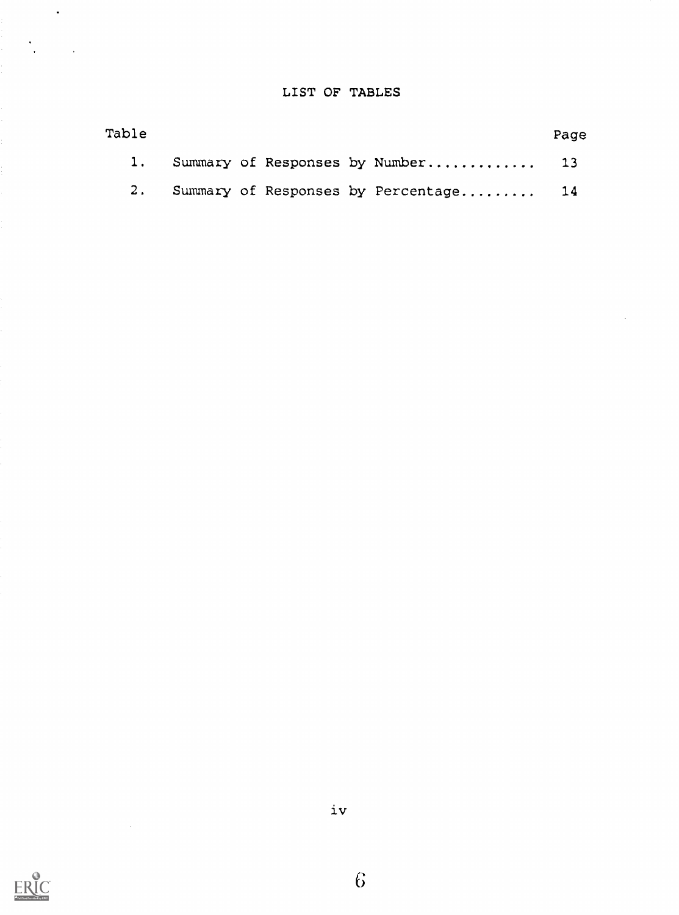# LIST OF TABLES

| Table | | Page |
|---|---|---|
| 1. | Summary of Responses by Number | 13 |
| 2. | Summary of Responses by Percentage | 14 |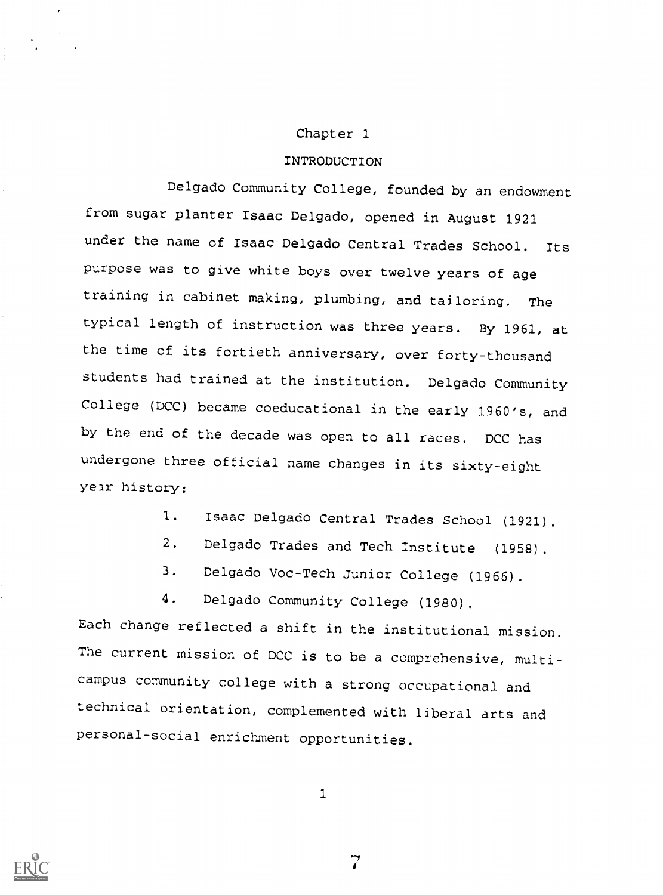# Chapter 1

## INTRODUCTION

Delgado Community College, founded by an endowment from sugar planter Isaac Delgado, opened in August 1921 under the name of Isaac Delgado Central Trades School. Its purpose was to give white boys over twelve years of age training in cabinet making, plumbing, and tailoring. The typical length of instruction was three years. By 1961, at the time of its fortieth anniversary, over forty-thousand students had trained at the institution. Delgado Community College (DCC) became coeducational in the early 1960's, and by the end of the decade was open to all races. DCC has undergone three official name changes in its sixty-eight year history:

1. Isaac Delgado Central Trades School (1921).
2. Delgado Trades and Tech Institute (1958).
3. Delgado Voc-Tech Junior College (1966).
4. Delgado Community College (1980).

Each change reflected a shift in the institutional mission. The current mission of DCC is to be a comprehensive, multi-campus community college with a strong occupational and technical orientation, complemented with liberal arts and personal-social enrichment opportunities.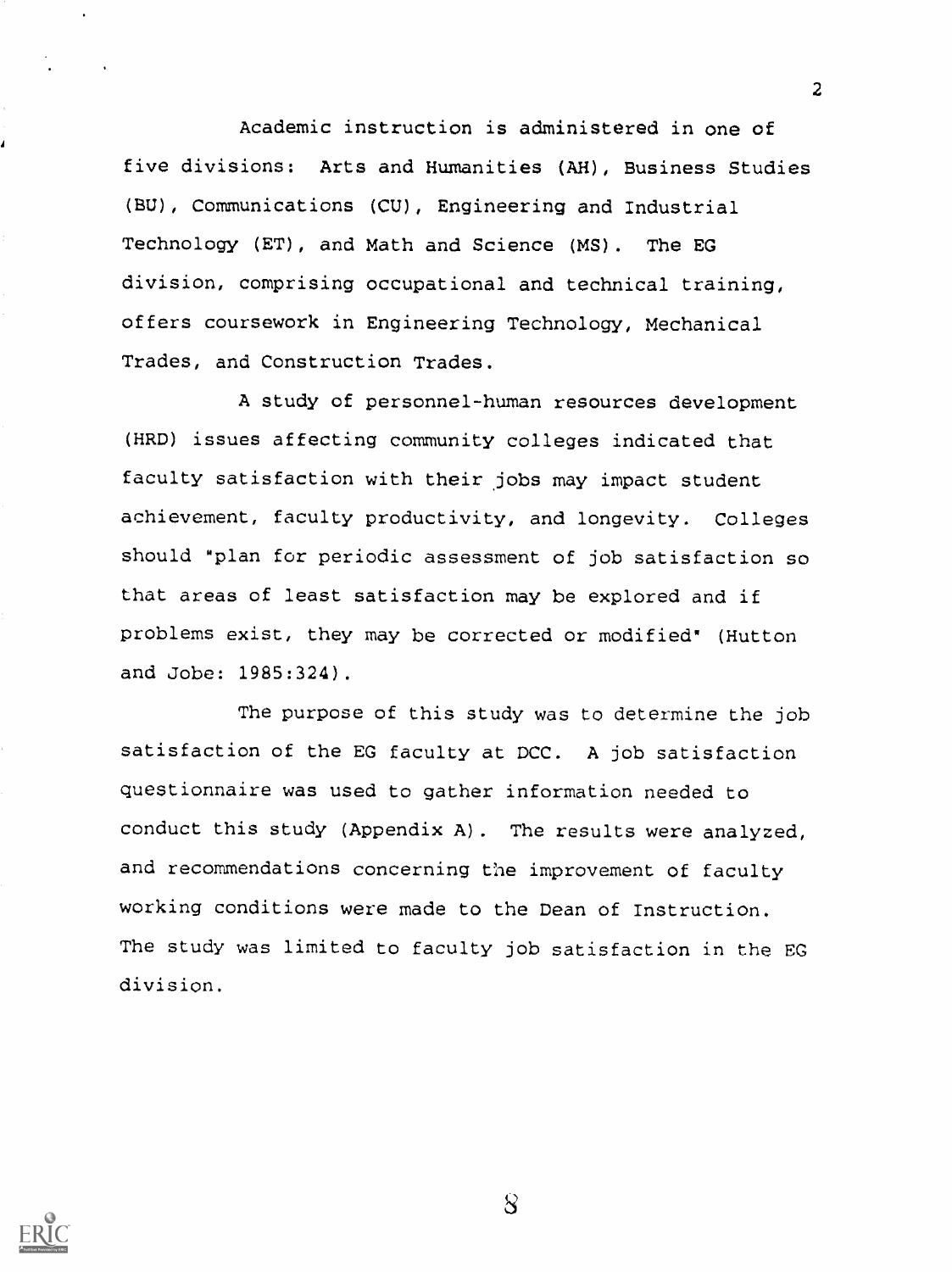Academic instruction is administered in one of five divisions: Arts and Humanities (AH), Business Studies (BU), Communications (CU), Engineering and Industrial Technology (ET), and Math and Science (MS). The EG division, comprising occupational and technical training, offers coursework in Engineering Technology, Mechanical Trades, and Construction Trades.

A study of personnel-human resources development (HRD) issues affecting community colleges indicated that faculty satisfaction with their jobs may impact student achievement, faculty productivity, and longevity. Colleges should "plan for periodic assessment of job satisfaction so that areas of least satisfaction may be explored and if problems exist, they may be corrected or modified" (Hutton and Jobe: 1985:324).

The purpose of this study was to determine the job satisfaction of the EG faculty at DCC. A job satisfaction questionnaire was used to gather information needed to conduct this study (Appendix A). The results were analyzed, and recommendations concerning the improvement of faculty working conditions were made to the Dean of Instruction. The study was limited to faculty job satisfaction in the EG division.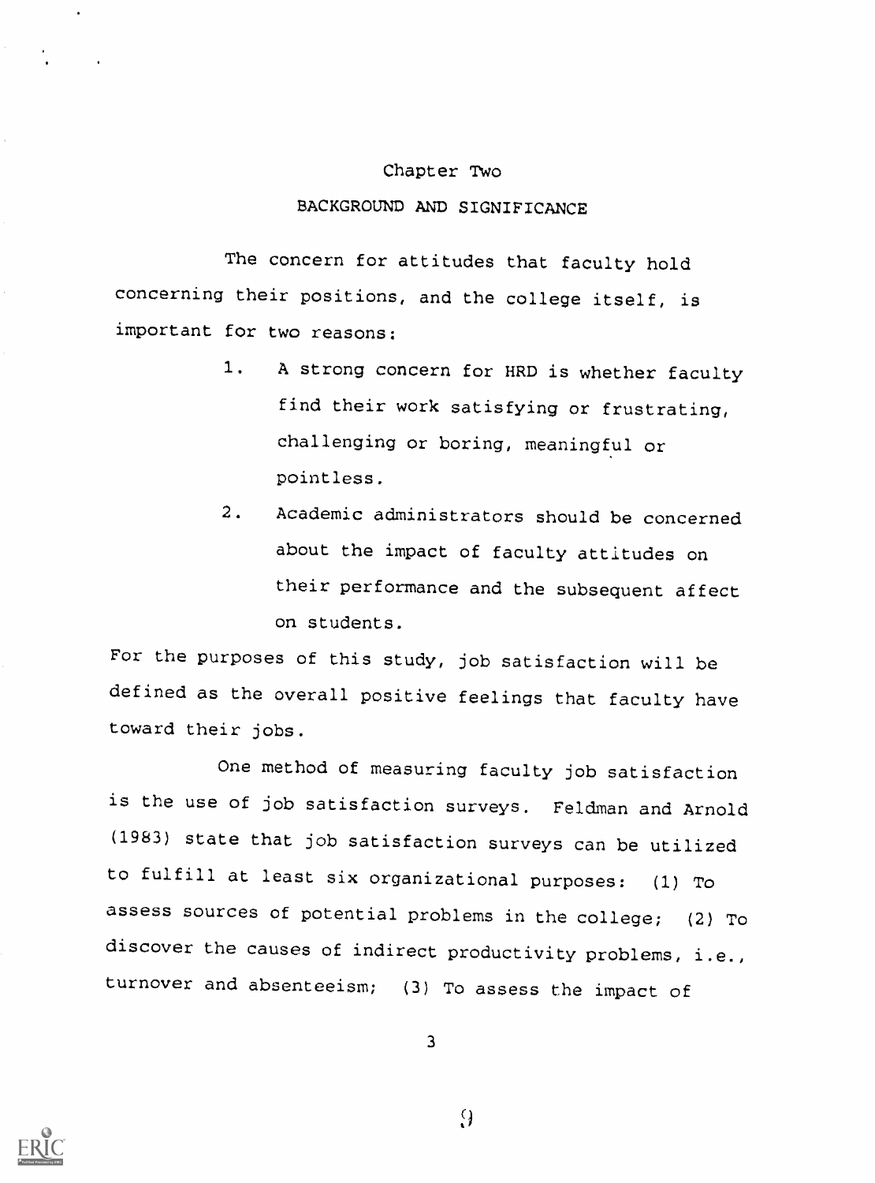# Chapter Two

## BACKGROUND AND SIGNIFICANCE

The concern for attitudes that faculty hold concerning their positions, and the college itself, is important for two reasons:

1. A strong concern for HRD is whether faculty find their work satisfying or frustrating, challenging or boring, meaningful or pointless.
2. Academic administrators should be concerned about the impact of faculty attitudes on their performance and the subsequent affect on students.

For the purposes of this study, job satisfaction will be defined as the overall positive feelings that faculty have toward their jobs.

One method of measuring faculty job satisfaction is the use of job satisfaction surveys. Feldman and Arnold (1983) state that job satisfaction surveys can be utilized to fulfill at least six organizational purposes: (1) To assess sources of potential problems in the college; (2) To discover the causes of indirect productivity problems, i.e., turnover and absenteeism; (3) To assess the impact of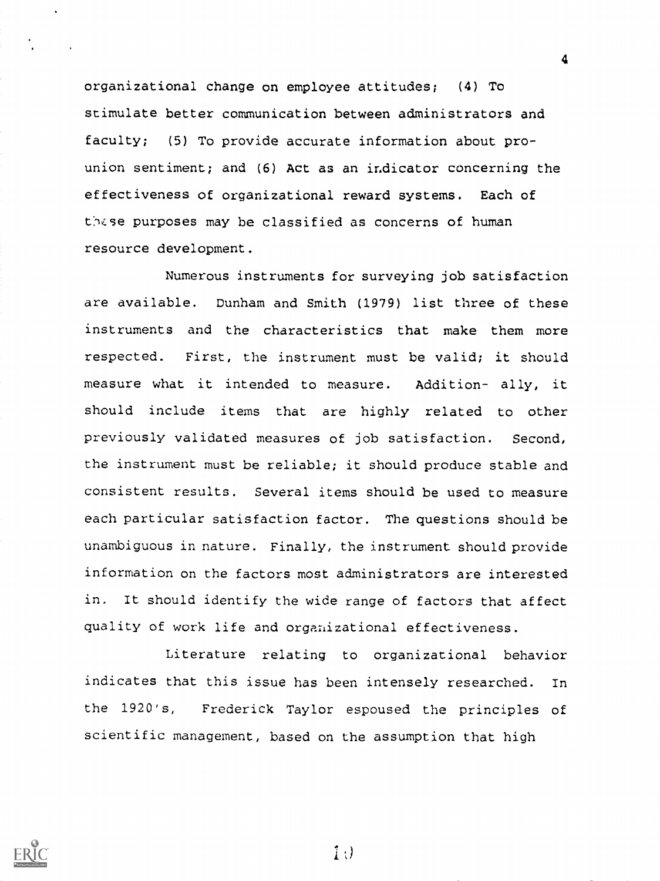organizational change on employee attitudes; (4) To stimulate better communication between administrators and faculty; (5) To provide accurate information about pro-union sentiment; and (6) Act as an indicator concerning the effectiveness of organizational reward systems. Each of these purposes may be classified as concerns of human resource development.

Numerous instruments for surveying job satisfaction are available. Dunham and Smith (1979) list three of these instruments and the characteristics that make them more respected. First, the instrument must be valid; it should measure what it intended to measure. Addition- ally, it should include items that are highly related to other previously validated measures of job satisfaction. Second, the instrument must be reliable; it should produce stable and consistent results. Several items should be used to measure each particular satisfaction factor. The questions should be unambiguous in nature. Finally, the instrument should provide information on the factors most administrators are interested in. It should identify the wide range of factors that affect quality of work life and organizational effectiveness.

Literature relating to organizational behavior indicates that this issue has been intensely researched. In the 1920's, Frederick Taylor espoused the principles of scientific management, based on the assumption that high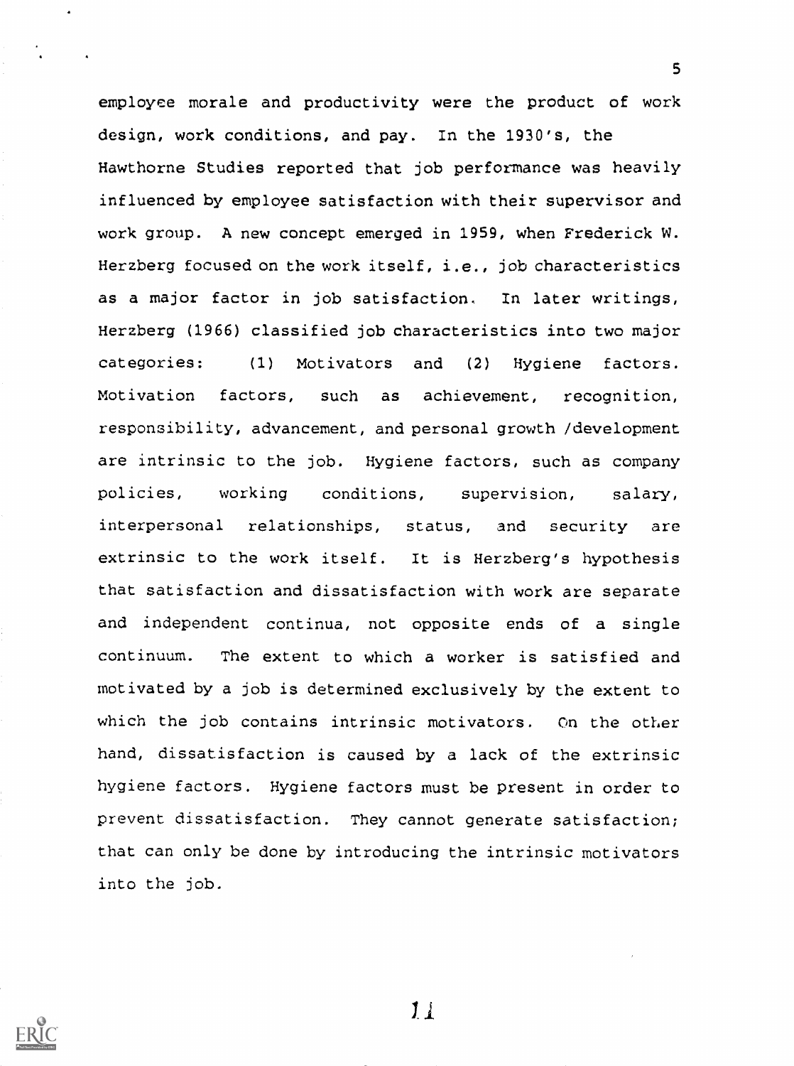employee morale and productivity were the product of work design, work conditions, and pay. In the 1930's, the Hawthorne Studies reported that job performance was heavily influenced by employee satisfaction with their supervisor and work group. A new concept emerged in 1959, when Frederick W. Herzberg focused on the work itself, i.e., job characteristics as a major factor in job satisfaction. In later writings, Herzberg (1966) classified job characteristics into two major categories: (1) Motivators and (2) Hygiene factors. Motivation factors, such as achievement, recognition, responsibility, advancement, and personal growth /development are intrinsic to the job. Hygiene factors, such as company policies, working conditions, supervision, salary, interpersonal relationships, status, and security are extrinsic to the work itself. It is Herzberg's hypothesis that satisfaction and dissatisfaction with work are separate and independent continua, not opposite ends of a single continuum. The extent to which a worker is satisfied and motivated by a job is determined exclusively by the extent to which the job contains intrinsic motivators. On the other hand, dissatisfaction is caused by a lack of the extrinsic hygiene factors. Hygiene factors must be present in order to prevent dissatisfaction. They cannot generate satisfaction; that can only be done by introducing the intrinsic motivators into the job.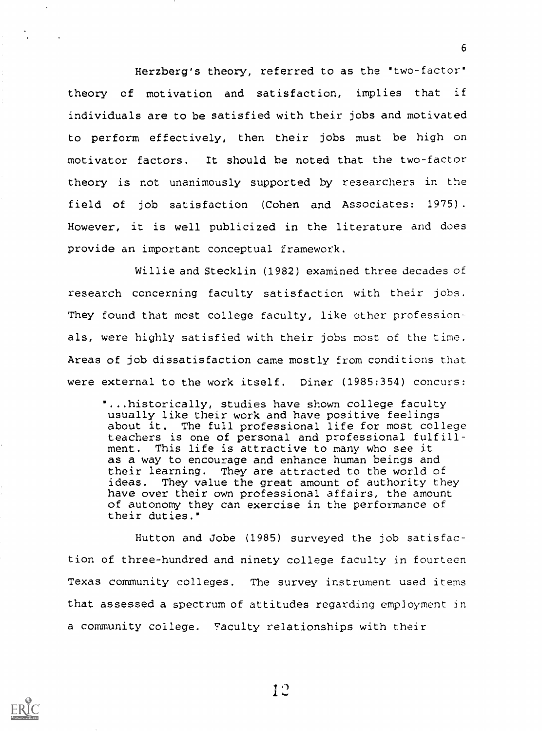Herzberg's theory, referred to as the "two-factor" theory of motivation and satisfaction, implies that if individuals are to be satisfied with their jobs and motivated to perform effectively, then their jobs must be high on motivator factors. It should be noted that the two-factor theory is not unanimously supported by researchers in the field of job satisfaction (Cohen and Associates: 1975). However, it is well publicized in the literature and does provide an important conceptual framework.

Willie and Stecklin (1982) examined three decades of research concerning faculty satisfaction with their jobs. They found that most college faculty, like other professionals, were highly satisfied with their jobs most of the time. Areas of job dissatisfaction came mostly from conditions that were external to the work itself. Diner (1985:354) concurs:

> "...historically, studies have shown college faculty usually like their work and have positive feelings about it. The full professional life for most college teachers is one of personal and professional fulfillment. This life is attractive to many who see it as a way to encourage and enhance human beings and their learning. They are attracted to the world of ideas. They value the great amount of authority they have over their own professional affairs, the amount of autonomy they can exercise in the performance of their duties."

Hutton and Jobe (1985) surveyed the job satisfaction of three-hundred and ninety college faculty in fourteen Texas community colleges. The survey instrument used items that assessed a spectrum of attitudes regarding employment in a community college. Faculty relationships with their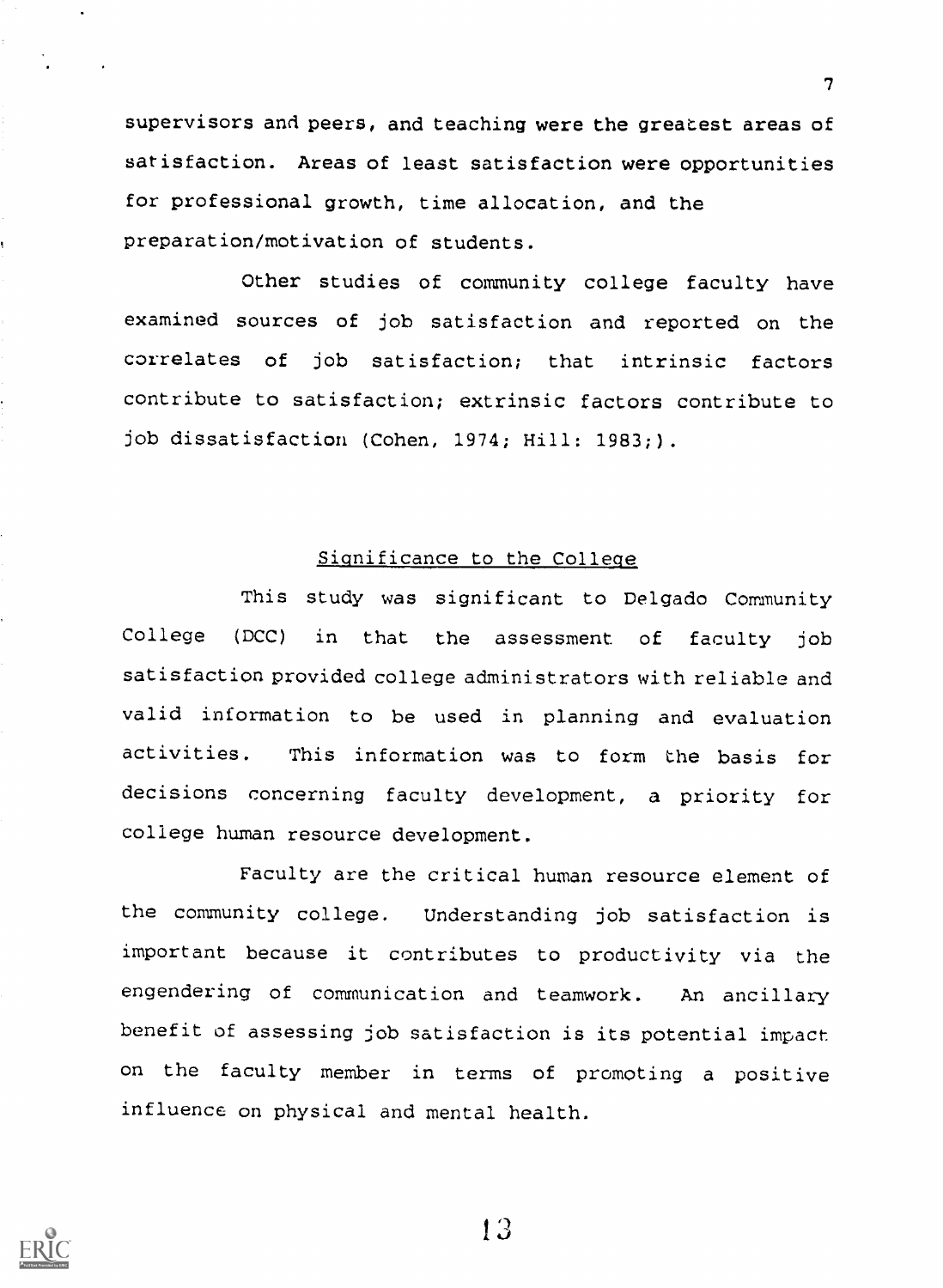supervisors and peers, and teaching were the greatest areas of satisfaction. Areas of least satisfaction were opportunities for professional growth, time allocation, and the preparation/motivation of students.

Other studies of community college faculty have examined sources of job satisfaction and reported on the correlates of job satisfaction; that intrinsic factors contribute to satisfaction; extrinsic factors contribute to job dissatisfaction (Cohen, 1974; Hill: 1983;).

## Significance to the College

This study was significant to Delgado Community College (DCC) in that the assessment of faculty job satisfaction provided college administrators with reliable and valid information to be used in planning and evaluation activities. This information was to form the basis for decisions concerning faculty development, a priority for college human resource development.

Faculty are the critical human resource element of the community college. Understanding job satisfaction is important because it contributes to productivity via the engendering of communication and teamwork. An ancillary benefit of assessing job satisfaction is its potential impact on the faculty member in terms of promoting a positive influence on physical and mental health.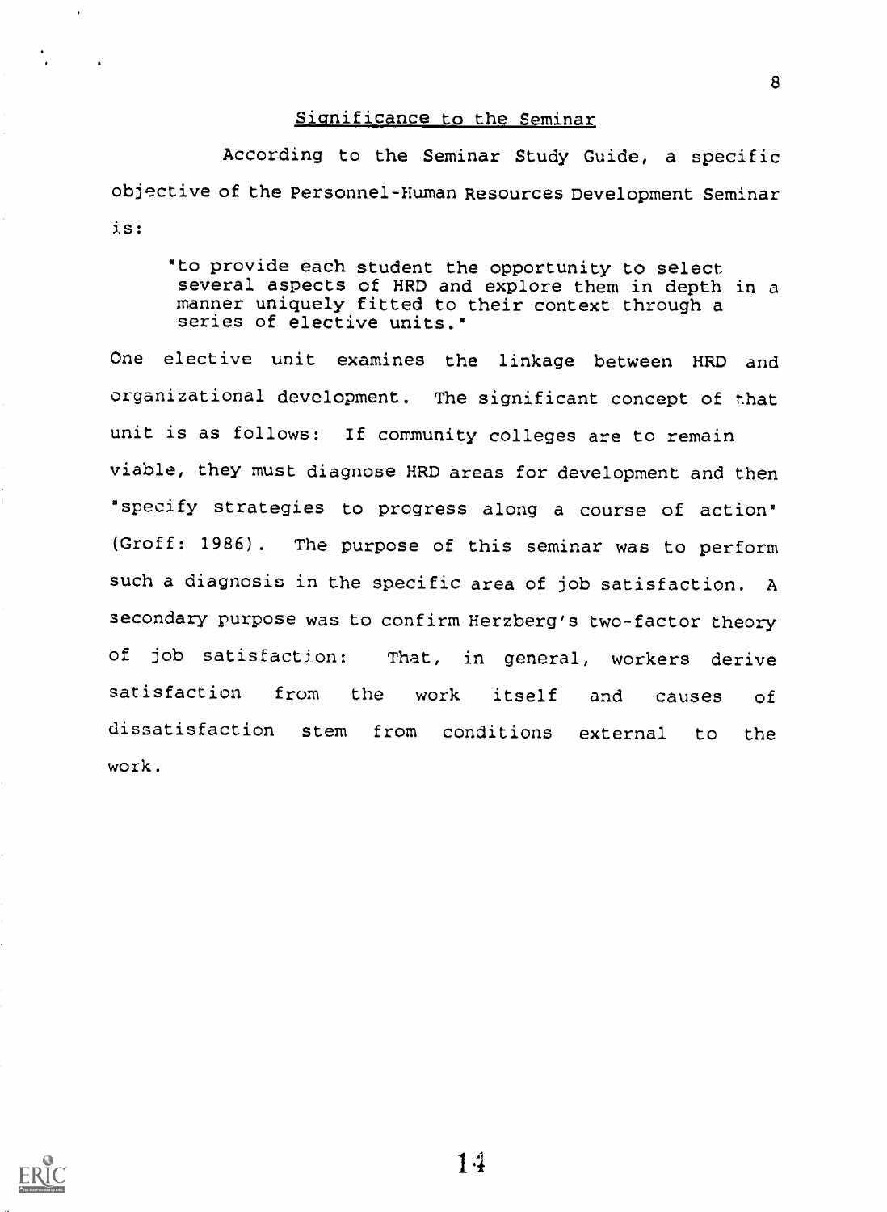## Significance to the Seminar

According to the Seminar Study Guide, a specific objective of the Personnel-Human Resources Development Seminar is:

> "to provide each student the opportunity to select several aspects of HRD and explore them in depth in a manner uniquely fitted to their context through a series of elective units."

One elective unit examines the linkage between HRD and organizational development. The significant concept of that unit is as follows: If community colleges are to remain viable, they must diagnose HRD areas for development and then "specify strategies to progress along a course of action" (Groff: 1986). The purpose of this seminar was to perform such a diagnosis in the specific area of job satisfaction. A secondary purpose was to confirm Herzberg's two-factor theory of job satisfaction: That, in general, workers derive satisfaction from the work itself and causes of dissatisfaction stem from conditions external to the work.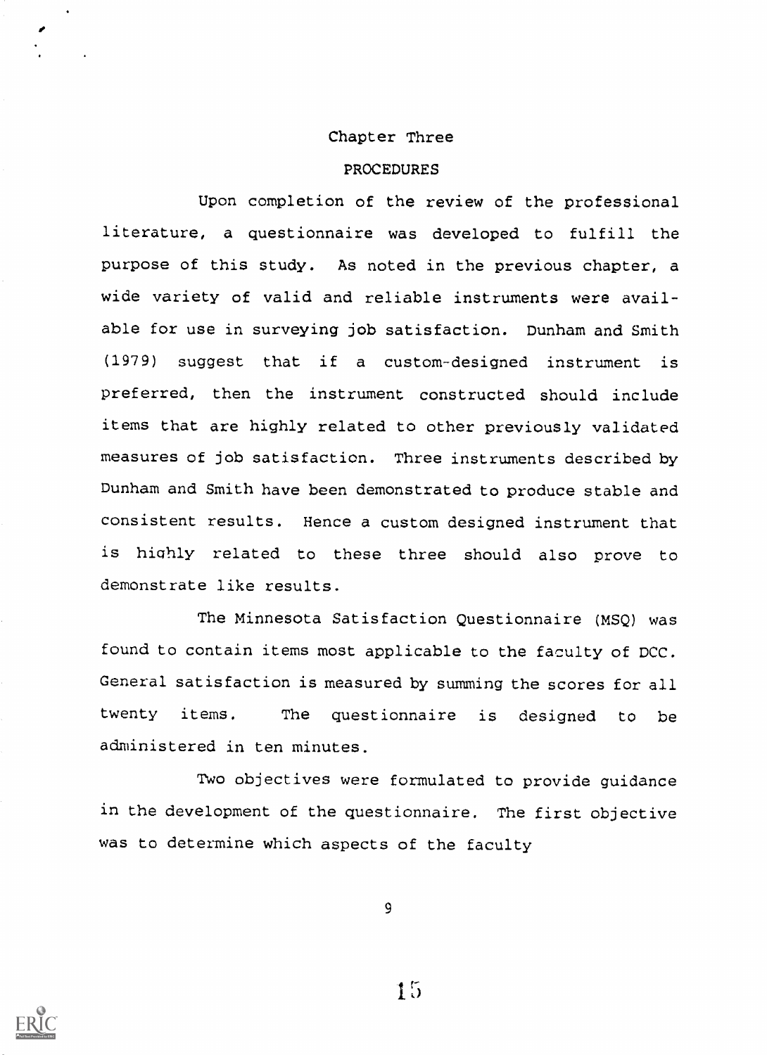# Chapter Three

## PROCEDURES

Upon completion of the review of the professional literature, a questionnaire was developed to fulfill the purpose of this study. As noted in the previous chapter, a wide variety of valid and reliable instruments were available for use in surveying job satisfaction. Dunham and Smith (1979) suggest that if a custom-designed instrument is preferred, then the instrument constructed should include items that are highly related to other previously validated measures of job satisfaction. Three instruments described by Dunham and Smith have been demonstrated to produce stable and consistent results. Hence a custom designed instrument that is highly related to these three should also prove to demonstrate like results.

The Minnesota Satisfaction Questionnaire (MSQ) was found to contain items most applicable to the faculty of DCC. General satisfaction is measured by summing the scores for all twenty items. The questionnaire is designed to be administered in ten minutes.

Two objectives were formulated to provide guidance in the development of the questionnaire. The first objective was to determine which aspects of the faculty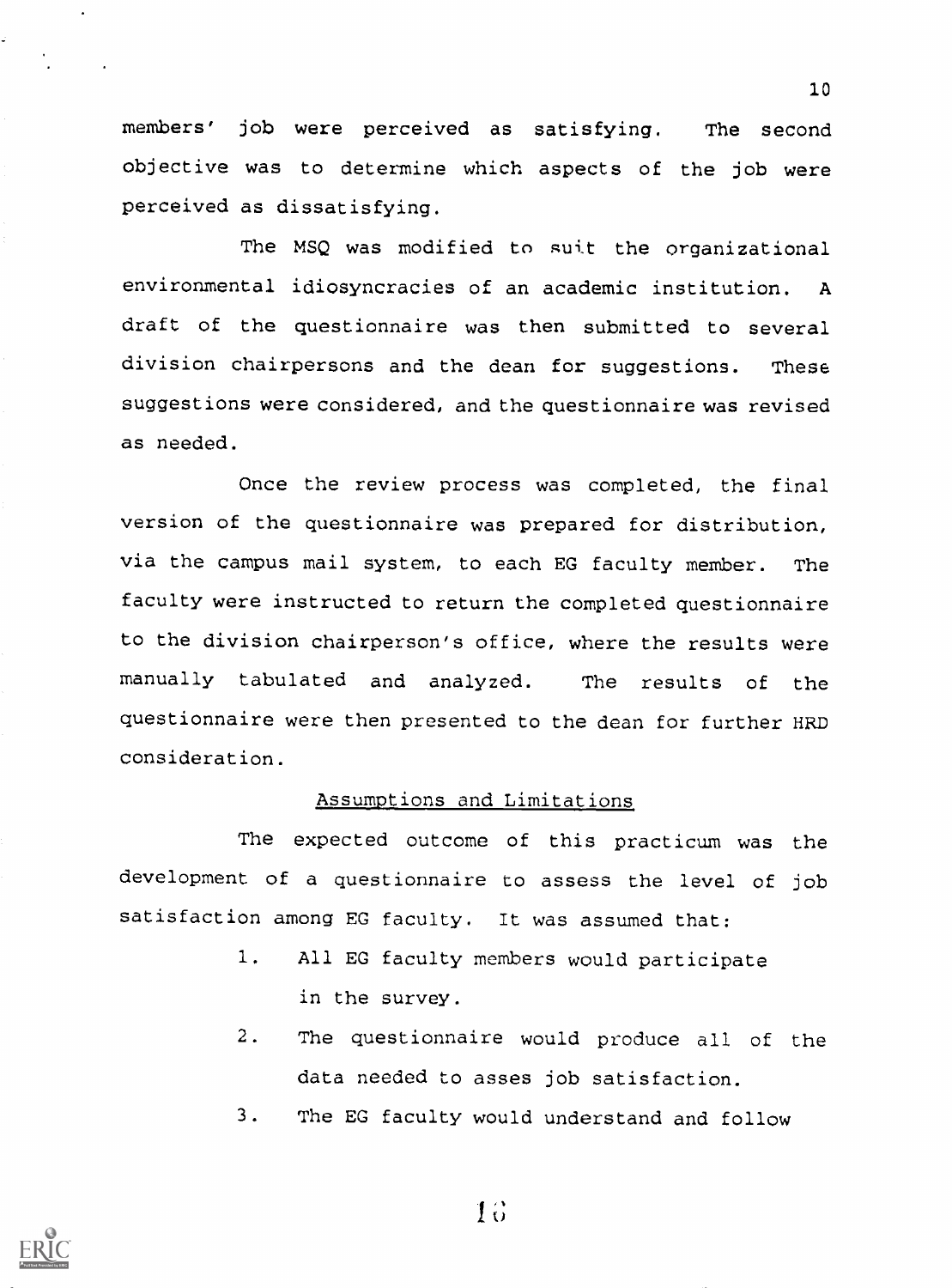members' job were perceived as satisfying. The second objective was to determine which aspects of the job were perceived as dissatisfying.

The MSQ was modified to suit the organizational environmental idiosyncracies of an academic institution. A draft of the questionnaire was then submitted to several division chairpersons and the dean for suggestions. These suggestions were considered, and the questionnaire was revised as needed.

Once the review process was completed, the final version of the questionnaire was prepared for distribution, via the campus mail system, to each EG faculty member. The faculty were instructed to return the completed questionnaire to the division chairperson's office, where the results were manually tabulated and analyzed. The results of the questionnaire were then presented to the dean for further HRD consideration.

## Assumptions and Limitations

The expected outcome of this practicum was the development of a questionnaire to assess the level of job satisfaction among EG faculty. It was assumed that:

1. All EG faculty members would participate in the survey.
2. The questionnaire would produce all of the data needed to asses job satisfaction.
3. The EG faculty would understand and follow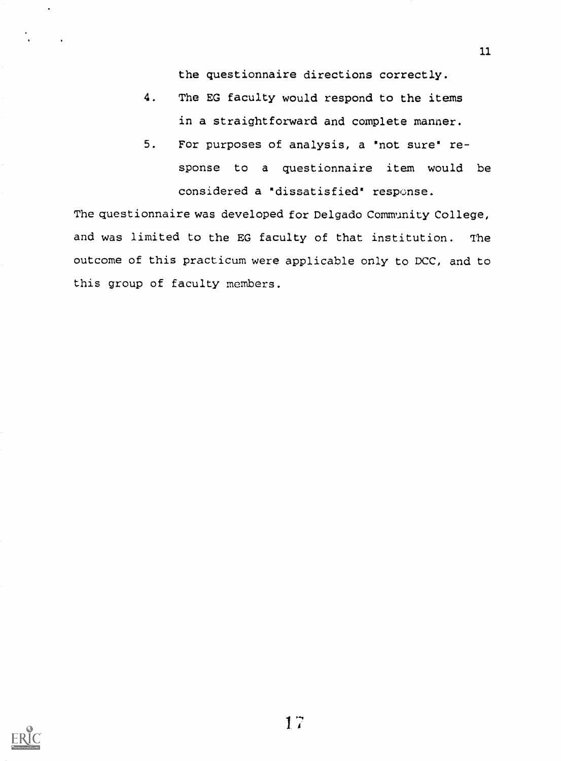the questionnaire directions correctly.

4. The EG faculty would respond to the items in a straightforward and complete manner.
5. For purposes of analysis, a 'not sure' response to a questionnaire item would be considered a 'dissatisfied' response.

The questionnaire was developed for Delgado Community College, and was limited to the EG faculty of that institution. The outcome of this practicum were applicable only to DCC, and to this group of faculty members.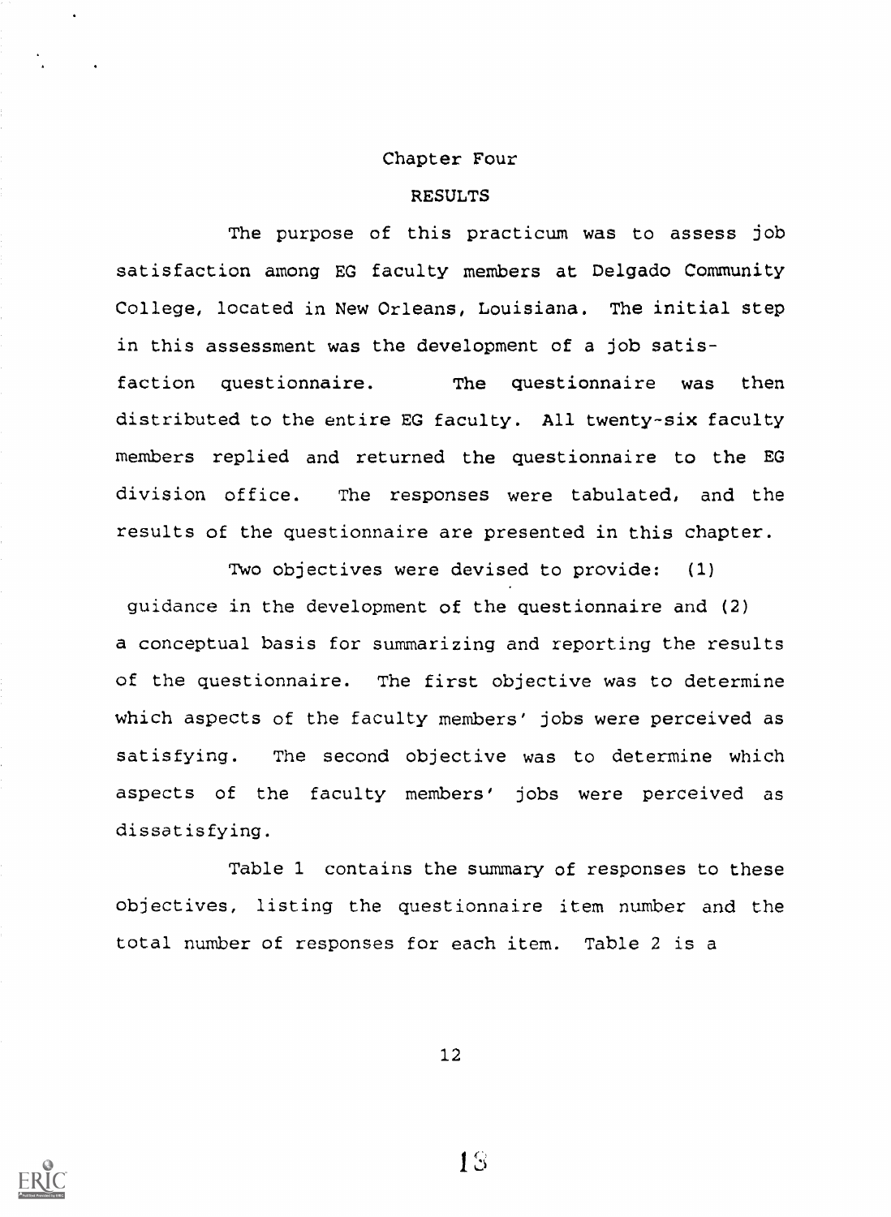# Chapter Four

## RESULTS

The purpose of this practicum was to assess job satisfaction among EG faculty members at Delgado Community College, located in New Orleans, Louisiana. The initial step in this assessment was the development of a job satisfaction questionnaire. The questionnaire was then distributed to the entire EG faculty. All twenty-six faculty members replied and returned the questionnaire to the EG division office. The responses were tabulated, and the results of the questionnaire are presented in this chapter.

Two objectives were devised to provide: (1) guidance in the development of the questionnaire and (2) a conceptual basis for summarizing and reporting the results of the questionnaire. The first objective was to determine which aspects of the faculty members' jobs were perceived as satisfying. The second objective was to determine which aspects of the faculty members' jobs were perceived as dissatisfying.

Table 1 contains the summary of responses to these objectives, listing the questionnaire item number and the total number of responses for each item. Table 2 is a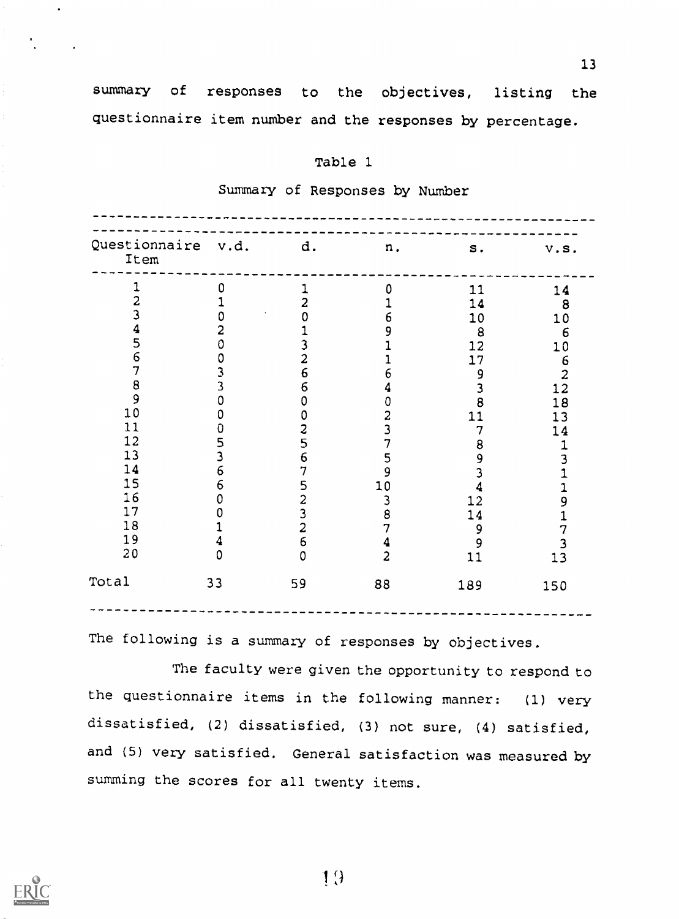summary of responses to the objectives, listing the questionnaire item number and the responses by percentage.

Table 1

Summary of Responses by Number

| Questionnaire Item | v.d. | d. | n. | s. | v.s. |
|---|---|---|---|---|---|
| 1 | 0 | 1 | 0 | 11 | 14 |
| 2 | 1 | 2 | 1 | 14 | 8 |
| 3 | 0 | 0 | 6 | 10 | 10 |
| 4 | 2 | 1 | 9 | 8 | 6 |
| 5 | 0 | 3 | 1 | 12 | 10 |
| 6 | 0 | 2 | 1 | 17 | 6 |
| 7 | 3 | 6 | 6 | 9 | 2 |
| 8 | 3 | 6 | 4 | 3 | 12 |
| 9 | 0 | 0 | 0 | 8 | 18 |
| 10 | 0 | 0 | 2 | 11 | 13 |
| 11 | 0 | 2 | 3 | 7 | 14 |
| 12 | 5 | 5 | 7 | 8 | 1 |
| 13 | 3 | 6 | 5 | 9 | 3 |
| 14 | 6 | 7 | 9 | 3 | 1 |
| 15 | 6 | 5 | 10 | 4 | 1 |
| 16 | 0 | 2 | 3 | 12 | 9 |
| 17 | 0 | 3 | 8 | 14 | 1 |
| 18 | 1 | 2 | 7 | 9 | 7 |
| 19 | 4 | 6 | 4 | 9 | 3 |
| 20 | 0 | 0 | 2 | 11 | 13 |
| Total | 33 | 59 | 88 | 189 | 150 |

The following is a summary of responses by objectives.

The faculty were given the opportunity to respond to the questionnaire items in the following manner: (1) very dissatisfied, (2) dissatisfied, (3) not sure, (4) satisfied, and (5) very satisfied. General satisfaction was measured by summing the scores for all twenty items.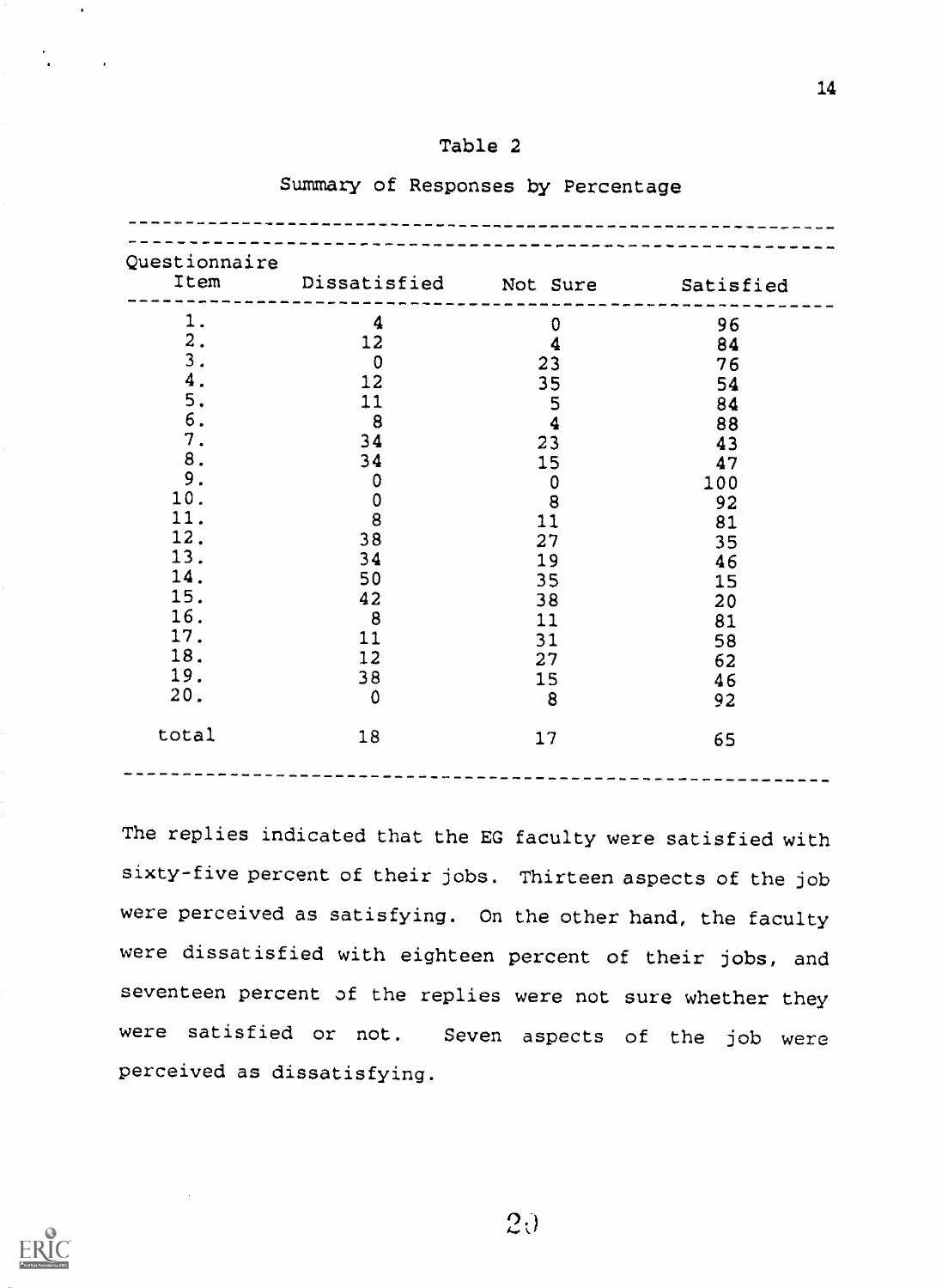Table 2

Summary of Responses by Percentage

| Questionnaire Item | Dissatisfied | Not Sure | Satisfied |
|---|---|---|---|
| 1. | 4 | 0 | 96 |
| 2. | 12 | 4 | 84 |
| 3. | 0 | 23 | 76 |
| 4. | 12 | 35 | 54 |
| 5. | 11 | 5 | 84 |
| 6. | 8 | 4 | 88 |
| 7. | 34 | 23 | 43 |
| 8. | 34 | 15 | 47 |
| 9. | 0 | 0 | 100 |
| 10. | 0 | 8 | 92 |
| 11. | 8 | 11 | 81 |
| 12. | 38 | 27 | 35 |
| 13. | 34 | 19 | 46 |
| 14. | 50 | 35 | 15 |
| 15. | 42 | 38 | 20 |
| 16. | 8 | 11 | 81 |
| 17. | 11 | 31 | 58 |
| 18. | 12 | 27 | 62 |
| 19. | 38 | 15 | 46 |
| 20. | 0 | 8 | 92 |
| total | 18 | 17 | 65 |

The replies indicated that the EG faculty were satisfied with sixty-five percent of their jobs. Thirteen aspects of the job were perceived as satisfying. On the other hand, the faculty were dissatisfied with eighteen percent of their jobs, and seventeen percent of the replies were not sure whether they were satisfied or not. Seven aspects of the job were perceived as dissatisfying.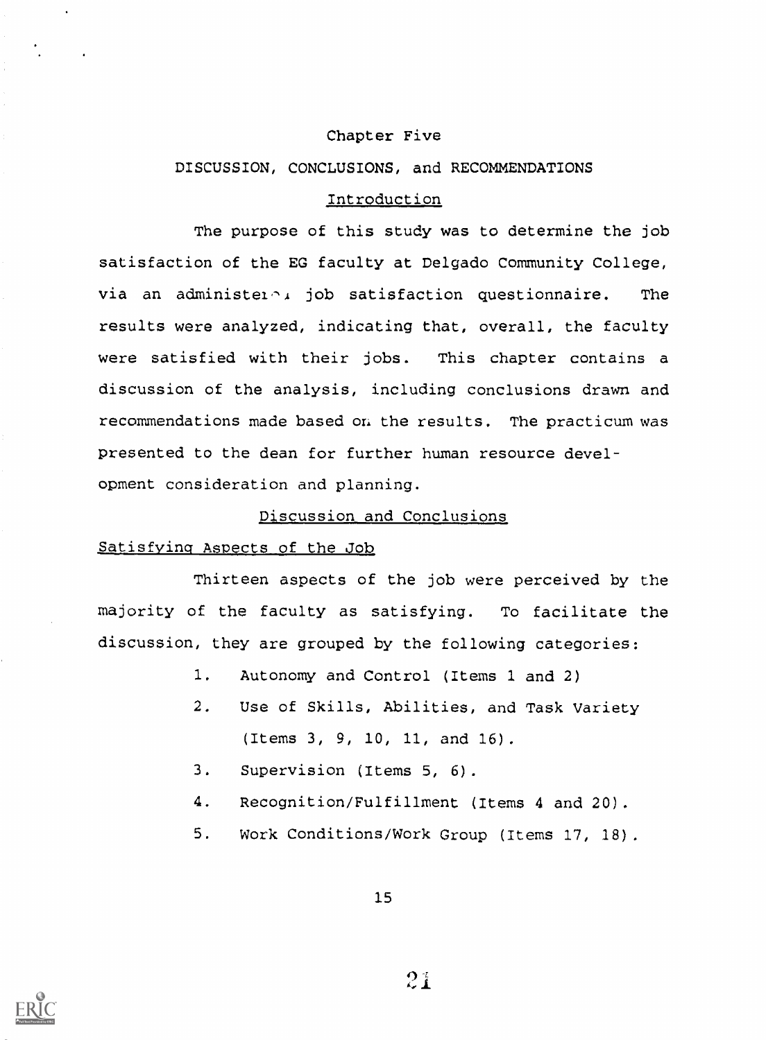# Chapter Five

## DISCUSSION, CONCLUSIONS, and RECOMMENDATIONS

### Introduction

The purpose of this study was to determine the job satisfaction of the EG faculty at Delgado Community College, via an administered job satisfaction questionnaire. The results were analyzed, indicating that, overall, the faculty were satisfied with their jobs. This chapter contains a discussion of the analysis, including conclusions drawn and recommendations made based on the results. The practicum was presented to the dean for further human resource development consideration and planning.

### Discussion and Conclusions

#### Satisfying Aspects of the Job

Thirteen aspects of the job were perceived by the majority of the faculty as satisfying. To facilitate the discussion, they are grouped by the following categories:

1. Autonomy and Control (Items 1 and 2)
2. Use of Skills, Abilities, and Task Variety (Items 3, 9, 10, 11, and 16).
3. Supervision (Items 5, 6).
4. Recognition/Fulfillment (Items 4 and 20).
5. Work Conditions/Work Group (Items 17, 18).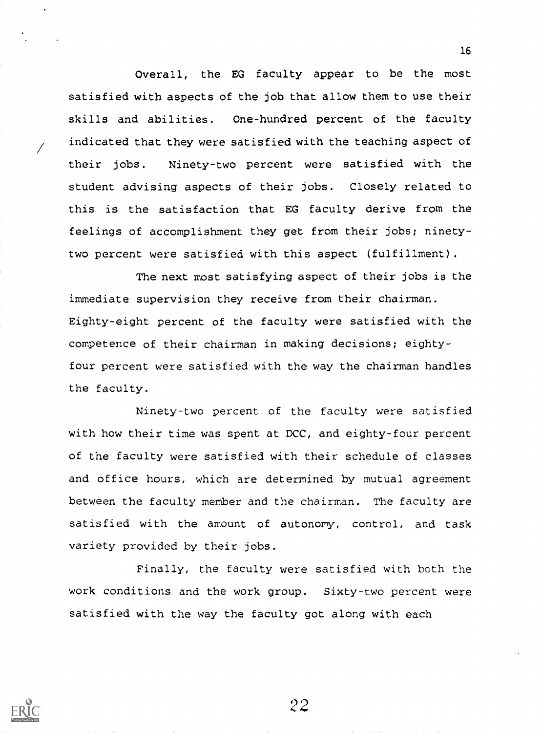Overall, the EG faculty appear to be the most satisfied with aspects of the job that allow them to use their skills and abilities. One-hundred percent of the faculty indicated that they were satisfied with the teaching aspect of their jobs. Ninety-two percent were satisfied with the student advising aspects of their jobs. Closely related to this is the satisfaction that EG faculty derive from the feelings of accomplishment they get from their jobs; ninety-two percent were satisfied with this aspect (fulfillment).

The next most satisfying aspect of their jobs is the immediate supervision they receive from their chairman. Eighty-eight percent of the faculty were satisfied with the competence of their chairman in making decisions; eighty-four percent were satisfied with the way the chairman handles the faculty.

Ninety-two percent of the faculty were satisfied with how their time was spent at DCC, and eighty-four percent of the faculty were satisfied with their schedule of classes and office hours, which are determined by mutual agreement between the faculty member and the chairman. The faculty are satisfied with the amount of autonomy, control, and task variety provided by their jobs.

Finally, the faculty were satisfied with both the work conditions and the work group. Sixty-two percent were satisfied with the way the faculty got along with each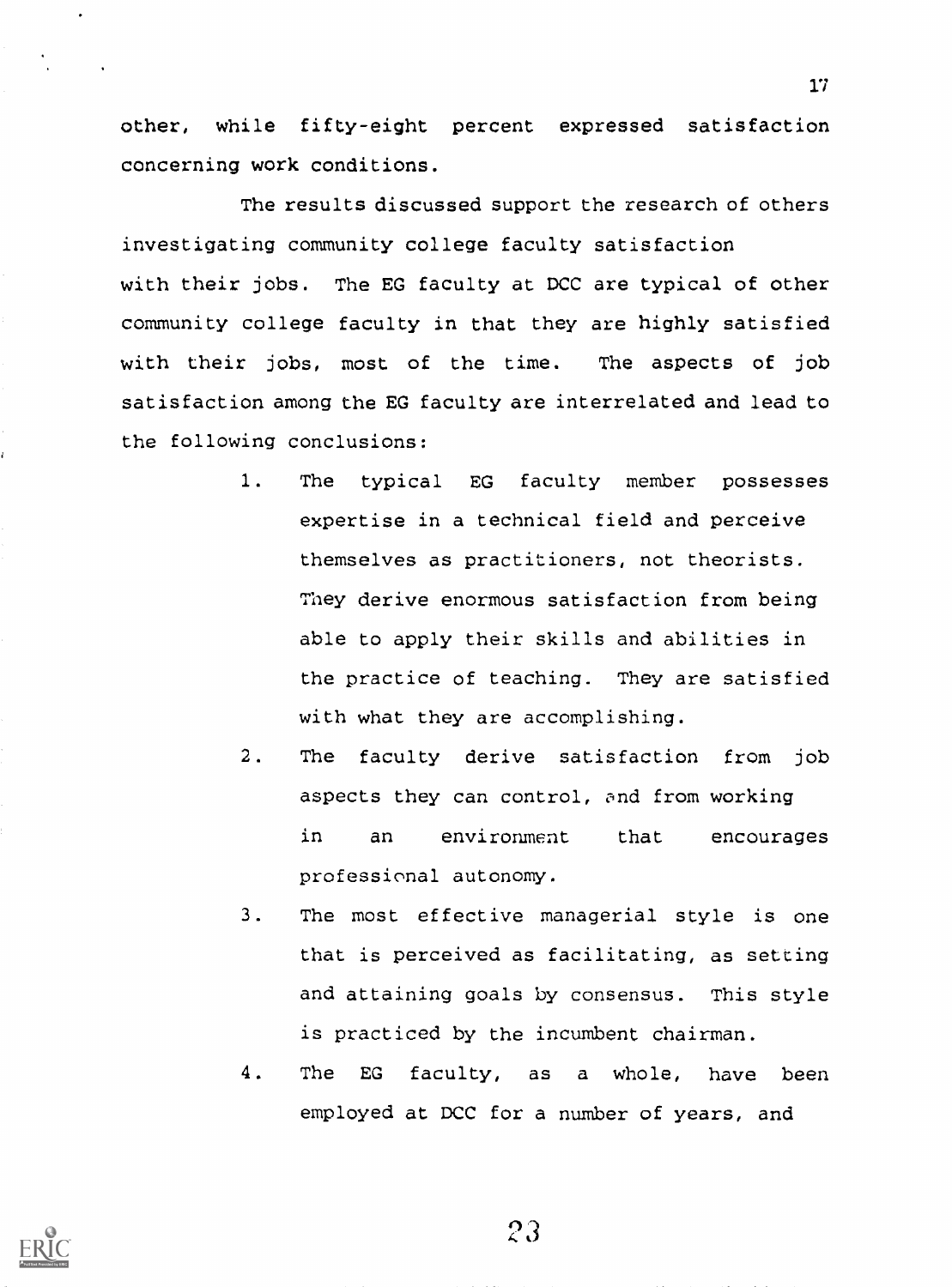other, while fifty-eight percent expressed satisfaction concerning work conditions.

The results discussed support the research of others investigating community college faculty satisfaction with their jobs. The EG faculty at DCC are typical of other community college faculty in that they are highly satisfied with their jobs, most of the time. The aspects of job satisfaction among the EG faculty are interrelated and lead to the following conclusions:

1. The typical EG faculty member possesses expertise in a technical field and perceive themselves as practitioners, not theorists. They derive enormous satisfaction from being able to apply their skills and abilities in the practice of teaching. They are satisfied with what they are accomplishing.
2. The faculty derive satisfaction from job aspects they can control, and from working in an environment that encourages professional autonomy.
3. The most effective managerial style is one that is perceived as facilitating, as setting and attaining goals by consensus. This style is practiced by the incumbent chairman.
4. The EG faculty, as a whole, have been employed at DCC for a number of years, and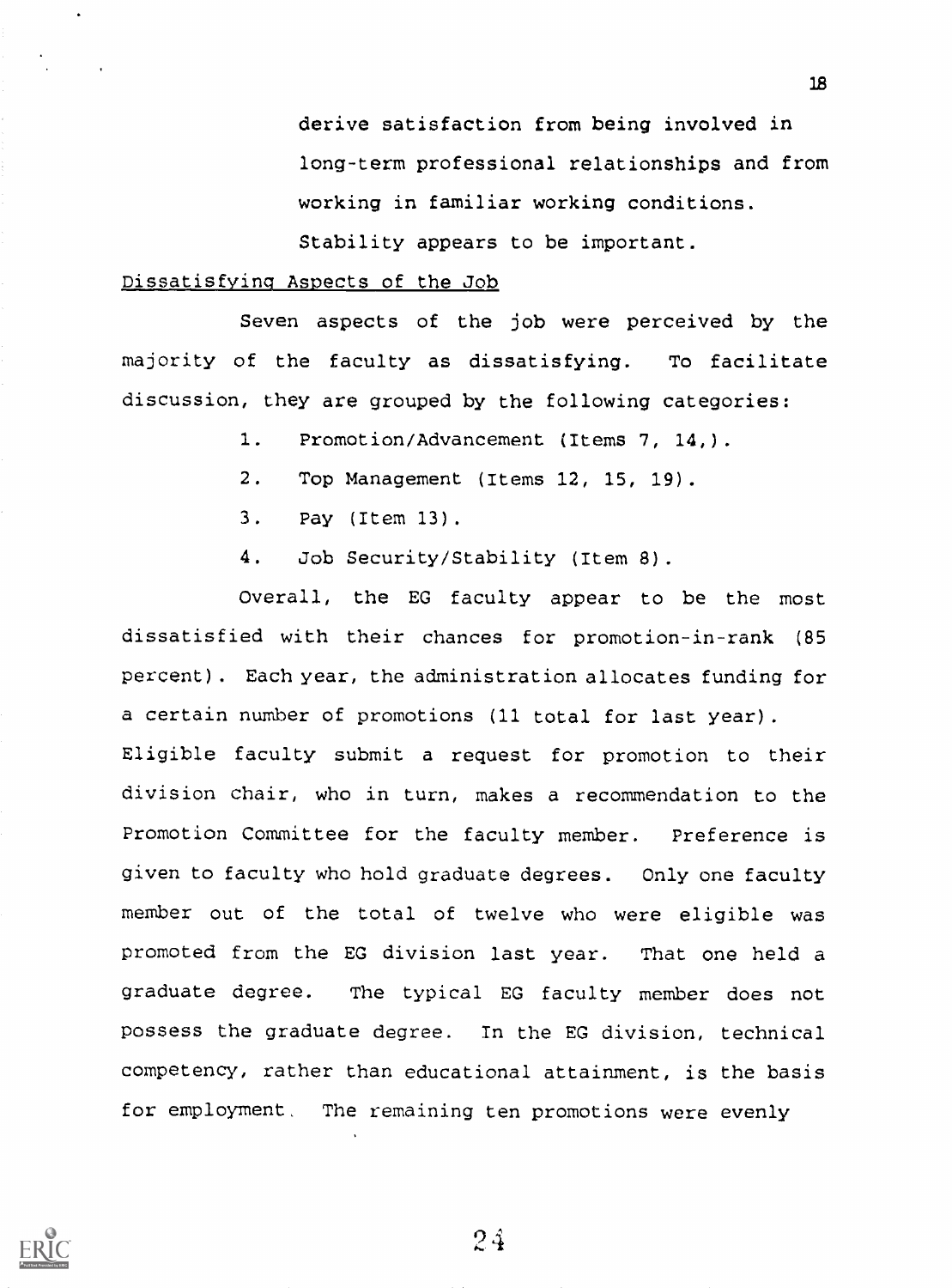derive satisfaction from being involved in long-term professional relationships and from working in familiar working conditions. Stability appears to be important.

Dissatisfying Aspects of the Job

Seven aspects of the job were perceived by the majority of the faculty as dissatisfying. To facilitate discussion, they are grouped by the following categories:

1. Promotion/Advancement (Items 7, 14,).
2. Top Management (Items 12, 15, 19).
3. Pay (Item 13).
4. Job Security/Stability (Item 8).

Overall, the EG faculty appear to be the most dissatisfied with their chances for promotion-in-rank (85 percent). Each year, the administration allocates funding for a certain number of promotions (11 total for last year). Eligible faculty submit a request for promotion to their division chair, who in turn, makes a recommendation to the Promotion Committee for the faculty member. Preference is given to faculty who hold graduate degrees. Only one faculty member out of the total of twelve who were eligible was promoted from the EG division last year. That one held a graduate degree. The typical EG faculty member does not possess the graduate degree. In the EG division, technical competency, rather than educational attainment, is the basis for employment. The remaining ten promotions were evenly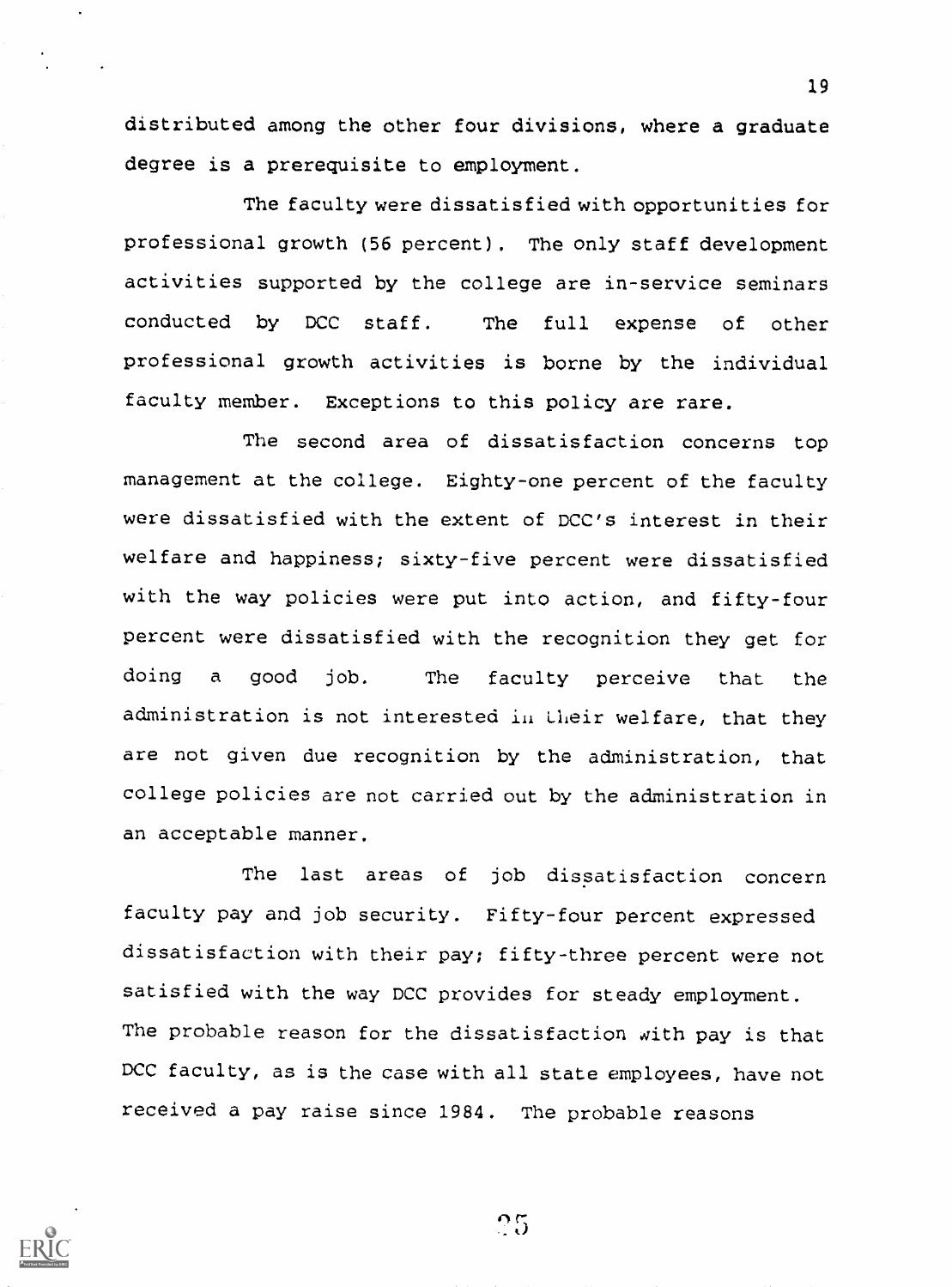distributed among the other four divisions, where a graduate degree is a prerequisite to employment.

The faculty were dissatisfied with opportunities for professional growth (56 percent). The only staff development activities supported by the college are in-service seminars conducted by DCC staff. The full expense of other professional growth activities is borne by the individual faculty member. Exceptions to this policy are rare.

The second area of dissatisfaction concerns top management at the college. Eighty-one percent of the faculty were dissatisfied with the extent of DCC's interest in their welfare and happiness; sixty-five percent were dissatisfied with the way policies were put into action, and fifty-four percent were dissatisfied with the recognition they get for doing a good job. The faculty perceive that the administration is not interested in their welfare, that they are not given due recognition by the administration, that college policies are not carried out by the administration in an acceptable manner.

The last areas of job dissatisfaction concern faculty pay and job security. Fifty-four percent expressed dissatisfaction with their pay; fifty-three percent were not satisfied with the way DCC provides for steady employment. The probable reason for the dissatisfaction with pay is that DCC faculty, as is the case with all state employees, have not received a pay raise since 1984. The probable reasons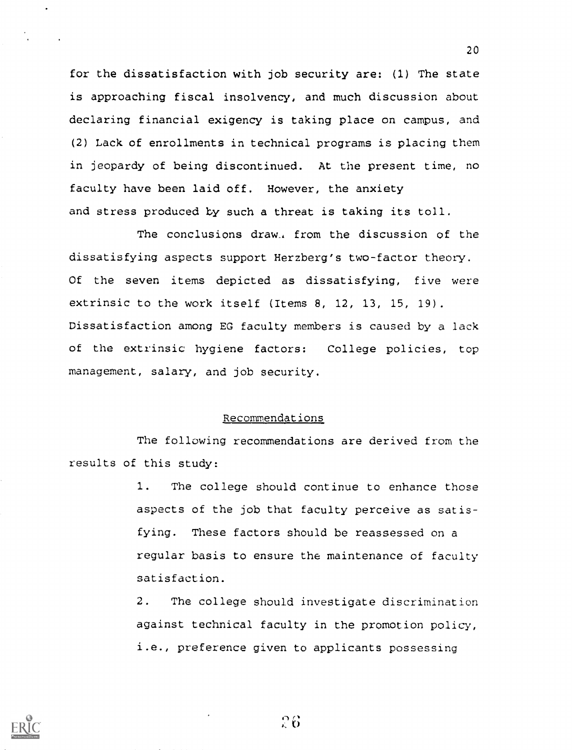for the dissatisfaction with job security are: (1) The state is approaching fiscal insolvency, and much discussion about declaring financial exigency is taking place on campus, and (2) Lack of enrollments in technical programs is placing them in jeopardy of being discontinued. At the present time, no faculty have been laid off. However, the anxiety and stress produced by such a threat is taking its toll.

The conclusions drawn from the discussion of the dissatisfying aspects support Herzberg's two-factor theory. Of the seven items depicted as dissatisfying, five were extrinsic to the work itself (Items 8, 12, 13, 15, 19). Dissatisfaction among EG faculty members is caused by a lack of the extrinsic hygiene factors: College policies, top management, salary, and job security.

## Recommendations

The following recommendations are derived from the results of this study:

1. The college should continue to enhance those aspects of the job that faculty perceive as satisfying. These factors should be reassessed on a regular basis to ensure the maintenance of faculty satisfaction.

2. The college should investigate discrimination against technical faculty in the promotion policy, i.e., preference given to applicants possessing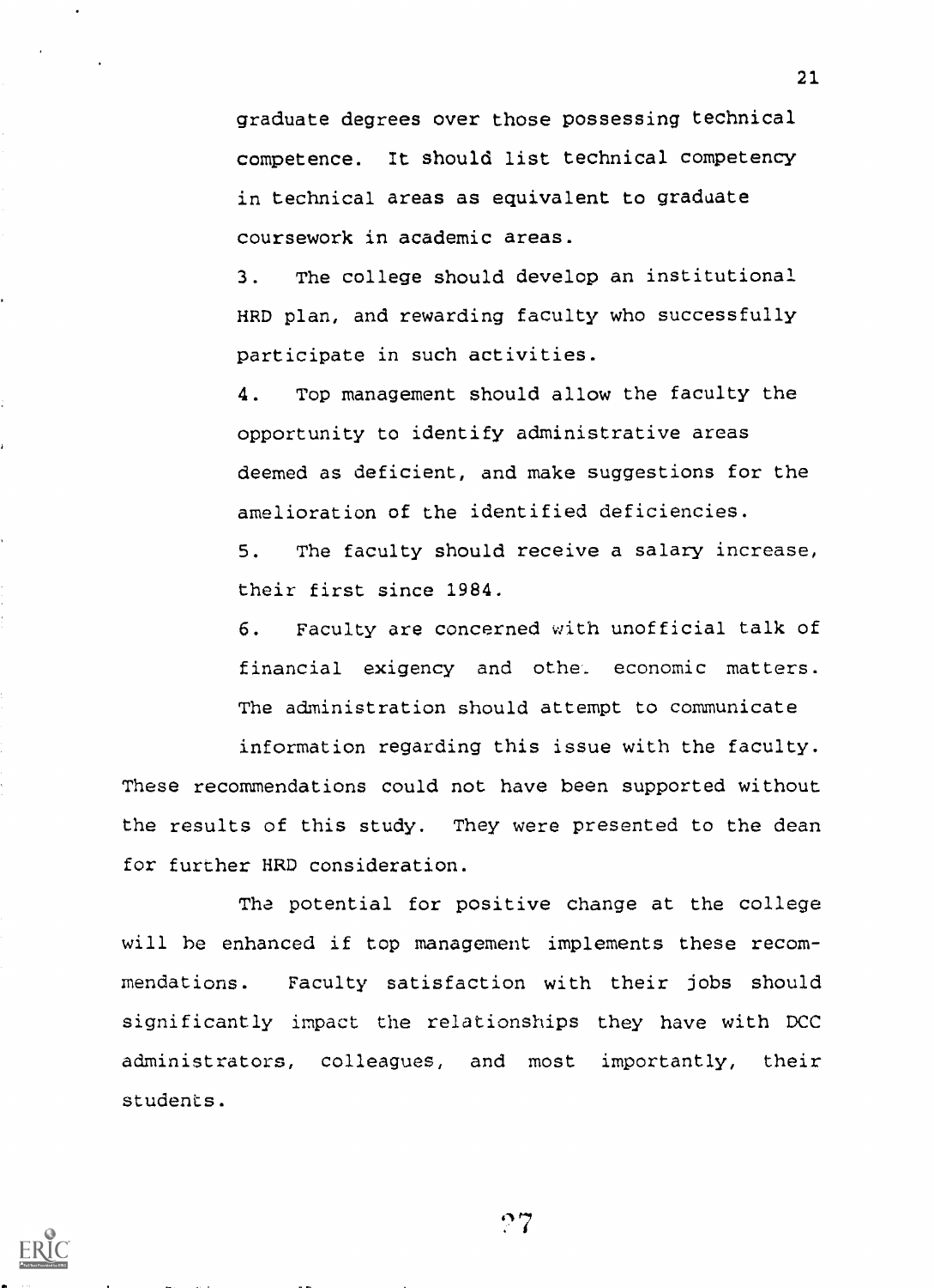graduate degrees over those possessing technical competence. It should list technical competency in technical areas as equivalent to graduate coursework in academic areas.

3. The college should develop an institutional HRD plan, and rewarding faculty who successfully participate in such activities.

4. Top management should allow the faculty the opportunity to identify administrative areas deemed as deficient, and make suggestions for the amelioration of the identified deficiencies.

5. The faculty should receive a salary increase, their first since 1984.

6. Faculty are concerned with unofficial talk of financial exigency and other economic matters. The administration should attempt to communicate information regarding this issue with the faculty.

These recommendations could not have been supported without the results of this study. They were presented to the dean for further HRD consideration.

The potential for positive change at the college will be enhanced if top management implements these recommendations. Faculty satisfaction with their jobs should significantly impact the relationships they have with DCC administrators, colleagues, and most importantly, their students.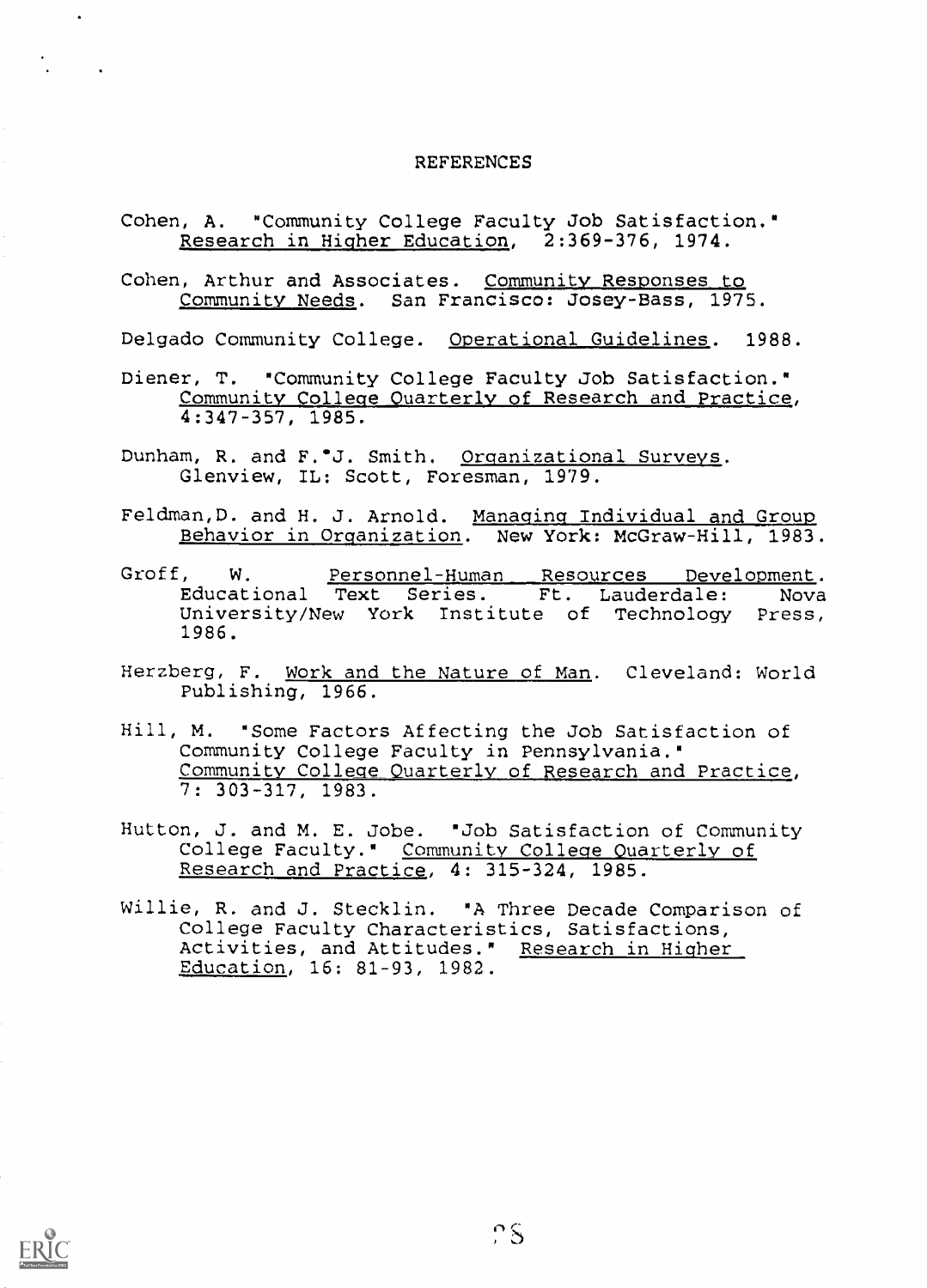# REFERENCES

Cohen, A. "Community College Faculty Job Satisfaction." Research in Higher Education, 2:369-376, 1974.

Cohen, Arthur and Associates. Community Responses to Community Needs. San Francisco: Josey-Bass, 1975.

Delgado Community College. Operational Guidelines. 1988.

Diener, T. "Community College Faculty Job Satisfaction." Community College Quarterly of Research and Practice, 4:347-357, 1985.

Dunham, R. and F. J. Smith. Organizational Surveys. Glenview, IL: Scott, Foresman, 1979.

Feldman,D. and H. J. Arnold. Managing Individual and Group Behavior in Organization. New York: McGraw-Hill, 1983.

Groff, W. Personnel-Human Resources Development. Educational Text Series. Ft. Lauderdale: Nova University/New York Institute of Technology Press, 1986.

Herzberg, F. Work and the Nature of Man. Cleveland: World Publishing, 1966.

Hill, M. "Some Factors Affecting the Job Satisfaction of Community College Faculty in Pennsylvania." Community College Quarterly of Research and Practice, 7: 303-317, 1983.

Hutton, J. and M. E. Jobe. "Job Satisfaction of Community College Faculty." Community College Quarterly of Research and Practice, 4: 315-324, 1985.

Willie, R. and J. Stecklin. "A Three Decade Comparison of College Faculty Characteristics, Satisfactions, Activities, and Attitudes." Research in Higher Education, 16: 81-93, 1982.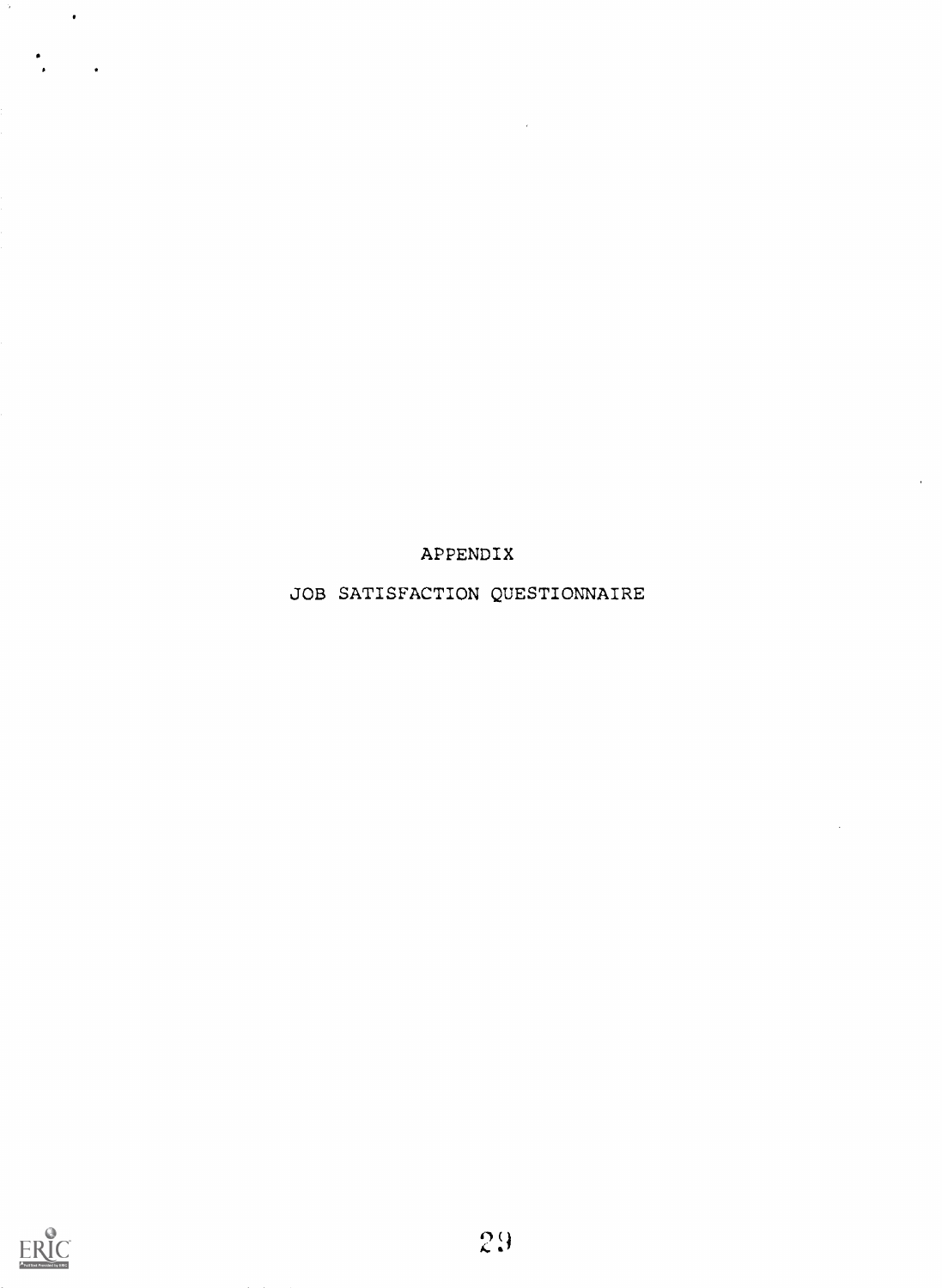# APPENDIX

## JOB SATISFACTION QUESTIONNAIRE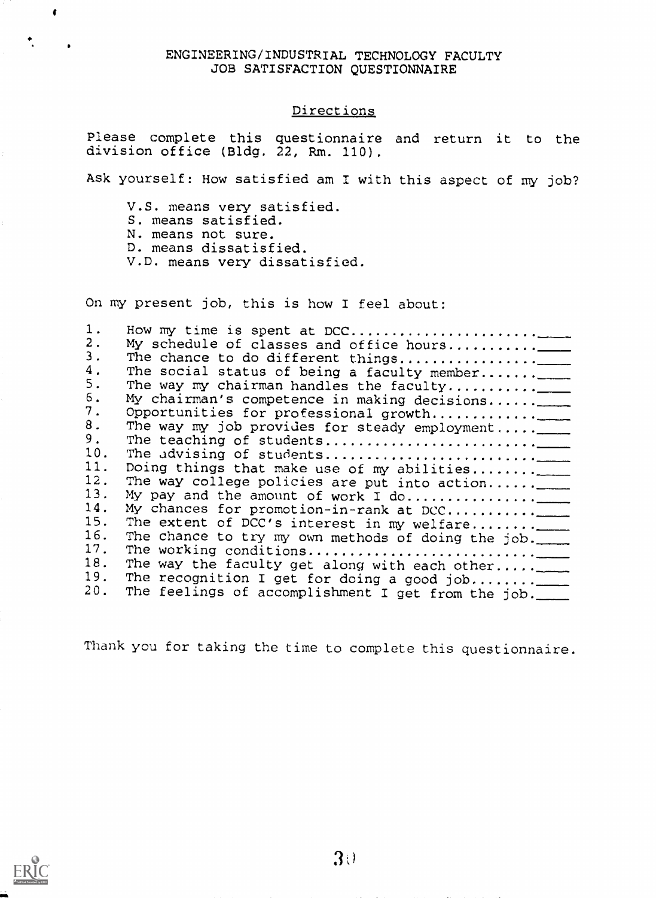# ENGINEERING/INDUSTRIAL TECHNOLOGY FACULTY JOB SATISFACTION QUESTIONNAIRE

## Directions

Please complete this questionnaire and return it to the division office (Bldg. 22, Rm. 110).

Ask yourself: How satisfied am I with this aspect of my job?

V.S. means very satisfied.
S. means satisfied.
N. means not sure.
D. means dissatisfied.
V.D. means very dissatisfied.

On my present job, this is how I feel about:

1. How my time is spent at DCC......................____
2. My schedule of classes and office hours..........____
3. The chance to do different things................____
4. The social status of being a faculty member.......____
5. The way my chairman handles the faculty...........____
6. My chairman's competence in making decisions......____
7. Opportunities for professional growth.............____
8. The way my job provides for steady employment.....____
9. The teaching of students..........................____
10. The advising of students.........................____
11. Doing things that make use of my abilities.......____
12. The way college policies are put into action.....____
13. My pay and the amount of work I do...............____
14. My chances for promotion-in-rank at DCC..........____
15. The extent of DCC's interest in my welfare.......____
16. The chance to try my own methods of doing the job.____
17. The working conditions...........................____
18. The way the faculty get along with each other....____
19. The recognition I get for doing a good job.......____
20. The feelings of accomplishment I get from the job.____

Thank you for taking the time to complete this questionnaire.